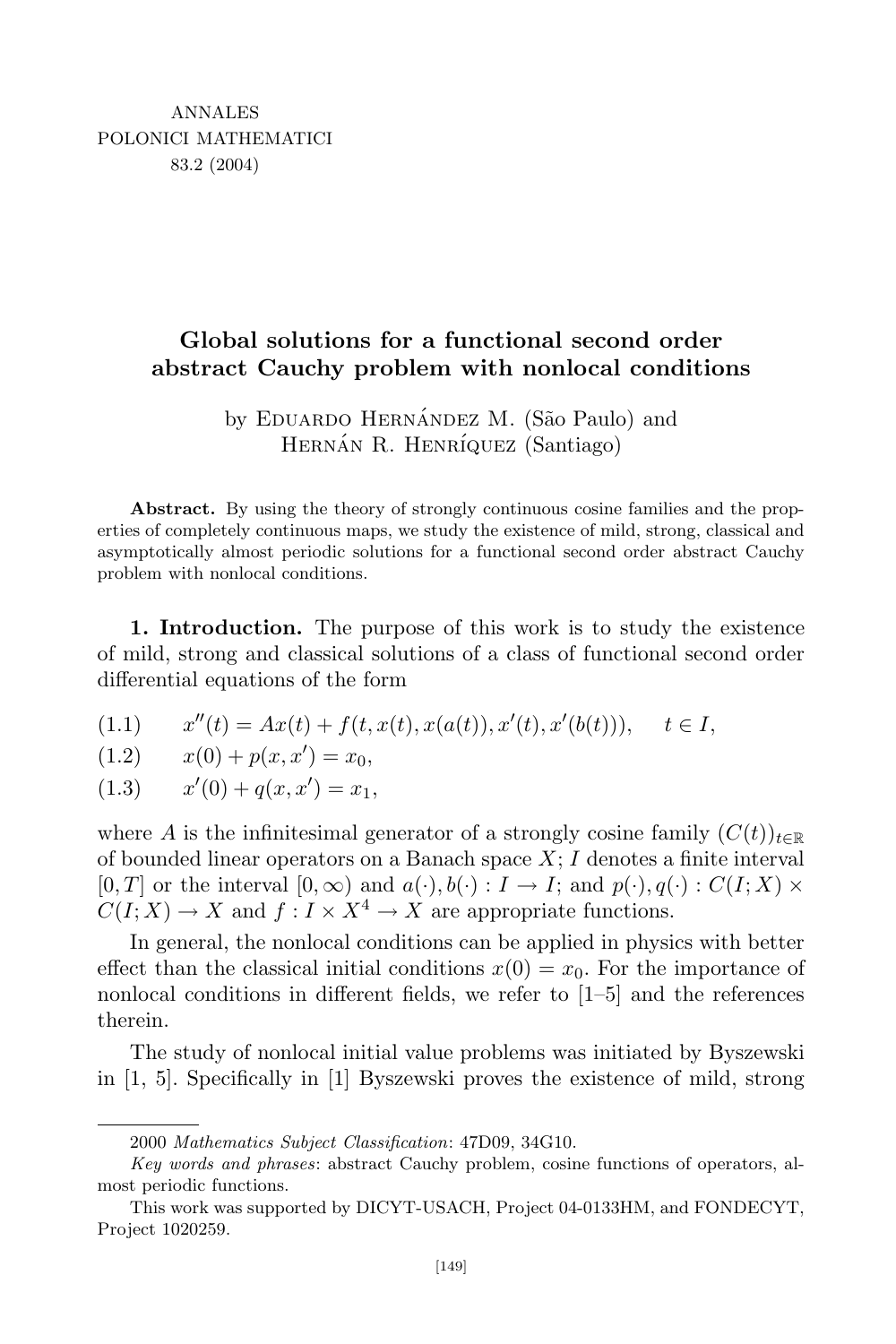# Global solutions for a functional second order abstract Cauchy problem with nonlocal conditions

by Eduardo Hernández M. (São Paulo) and Hernán R. Henríquez (Santiago)

**Abstract.** By using the theory of strongly continuous cosine families and the properties of completely continuous maps, we study the existence of mild, strong, classical and asymptotically almost periodic solutions for a functional second order abstract Cauchy problem with nonlocal conditions.

**1. Introduction.** The purpose of this work is to study the existence of mild, strong and classical solutions of a class of functional second order differential equations of the form

$$x''(t) = Ax(t) + f(t, x(t), x(a(t)), x'(t), x'(b(t))), \quad t \in I, \tag{1.1}$$

$$x(0) + p(x, x') = x_0, \tag{1.2}$$

$$x'(0) + q(x, x') = x_1, \tag{1.3}$$

where $A$ is the infinitesimal generator of a strongly cosine family $(C(t))_{t\in\mathbb{R}}$ of bounded linear operators on a Banach space $X$; $I$ denotes a finite interval $[0, T]$ or the interval $[0, \infty)$ and $a(\cdot), b(\cdot) : I \to I$; and $p(\cdot), q(\cdot) : C(I; X) \times C(I; X) \to X$ and $f : I \times X^4 \to X$ are appropriate functions.

In general, the nonlocal conditions can be applied in physics with better effect than the classical initial conditions $x(0) = x_0$. For the importance of nonlocal conditions in different fields, we refer to [1–5] and the references therein.

The study of nonlocal initial value problems was initiated by Byszewski in [1, 5]. Specifically in [1] Byszewski proves the existence of mild, strong

---

2000 *Mathematics Subject Classification*: 47D09, 34G10.

*Key words and phrases*: abstract Cauchy problem, cosine functions of operators, almost periodic functions.

This work was supported by DICYT-USACH, Project 04-0133HM, and FONDECYT, Project 1020259.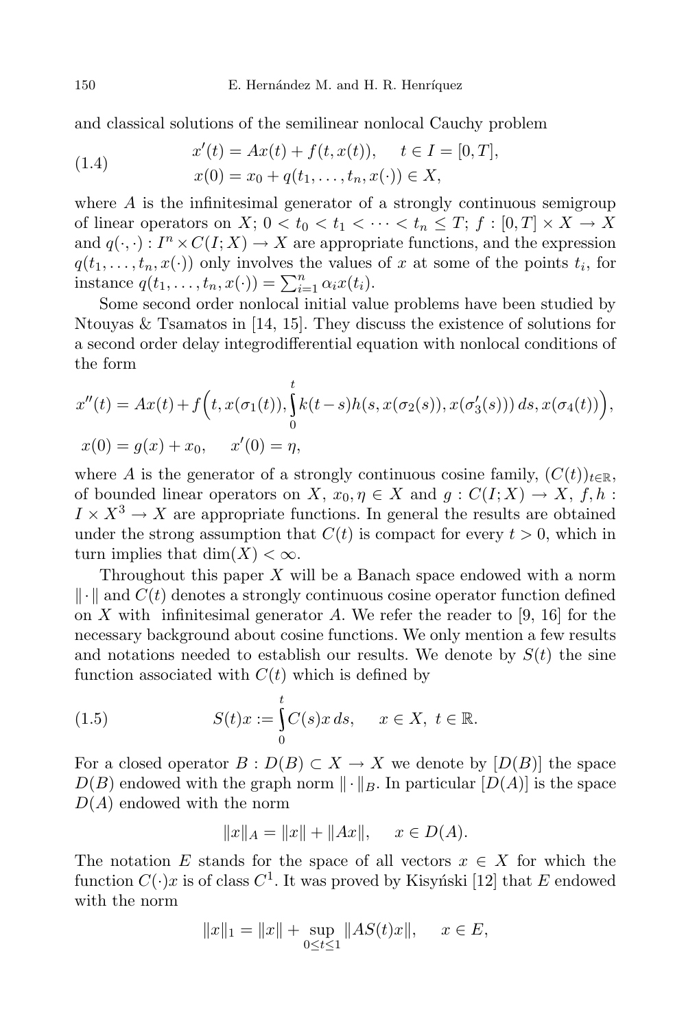and classical solutions of the semilinear nonlocal Cauchy problem

$$
\begin{aligned}
x'(t) &= Ax(t) + f(t, x(t)), \quad t \in I = [0, T], \\
x(0) &= x_0 + q(t_1, \ldots, t_n, x(\cdot)) \in X,
\end{aligned} \tag{1.4}
$$

where $A$ is the infinitesimal generator of a strongly continuous semigroup of linear operators on $X$; $0 < t_0 < t_1 < \cdots < t_n \leq T$; $f : [0, T] \times X \to X$ and $q(\cdot, \cdot) : I^n \times C(I; X) \to X$ are appropriate functions, and the expression $q(t_1, \ldots, t_n, x(\cdot))$ only involves the values of $x$ at some of the points $t_i$, for instance $q(t_1, \ldots, t_n, x(\cdot)) = \sum_{i=1}^{n} \alpha_i x(t_i)$.

Some second order nonlocal initial value problems have been studied by Ntouyas & Tsamatos in [14, 15]. They discuss the existence of solutions for a second order delay integrodifferential equation with nonlocal conditions of the form

$$
x''(t) = Ax(t) + f\Big(t, x(\sigma_1(t)), \int_0^t k(t-s) h(s, x(\sigma_2(s)), x(\sigma_3'(s)))\, ds, x(\sigma_4(t))\Big),
$$

$$
x(0) = g(x) + x_0, \quad x'(0) = \eta,
$$

where $A$ is the generator of a strongly continuous cosine family, $(C(t))_{t \in \mathbb{R}}$, of bounded linear operators on $X$, $x_0, \eta \in X$ and $g : C(I; X) \to X$, $f, h : I \times X^3 \to X$ are appropriate functions. In general the results are obtained under the strong assumption that $C(t)$ is compact for every $t > 0$, which in turn implies that $\dim(X) < \infty$.

Throughout this paper $X$ will be a Banach space endowed with a norm $\|\cdot\|$ and $C(t)$ denotes a strongly continuous cosine operator function defined on $X$ with infinitesimal generator $A$. We refer the reader to [9, 16] for the necessary background about cosine functions. We only mention a few results and notations needed to establish our results. We denote by $S(t)$ the sine function associated with $C(t)$ which is defined by

$$
S(t)x := \int_0^t C(s)x\, ds, \quad x \in X, \ t \in \mathbb{R}. \tag{1.5}
$$

For a closed operator $B : D(B) \subset X \to X$ we denote by $[D(B)]$ the space $D(B)$ endowed with the graph norm $\|\cdot\|_B$. In particular $[D(A)]$ is the space $D(A)$ endowed with the norm

$$
\|x\|_A = \|x\| + \|Ax\|, \quad x \in D(A).
$$

The notation $E$ stands for the space of all vectors $x \in X$ for which the function $C(\cdot)x$ is of class $C^1$. It was proved by Kisyński [12] that $E$ endowed with the norm

$$
\|x\|_1 = \|x\| + \sup_{0 \leq t \leq 1} \|AS(t)x\|, \quad x \in E,
$$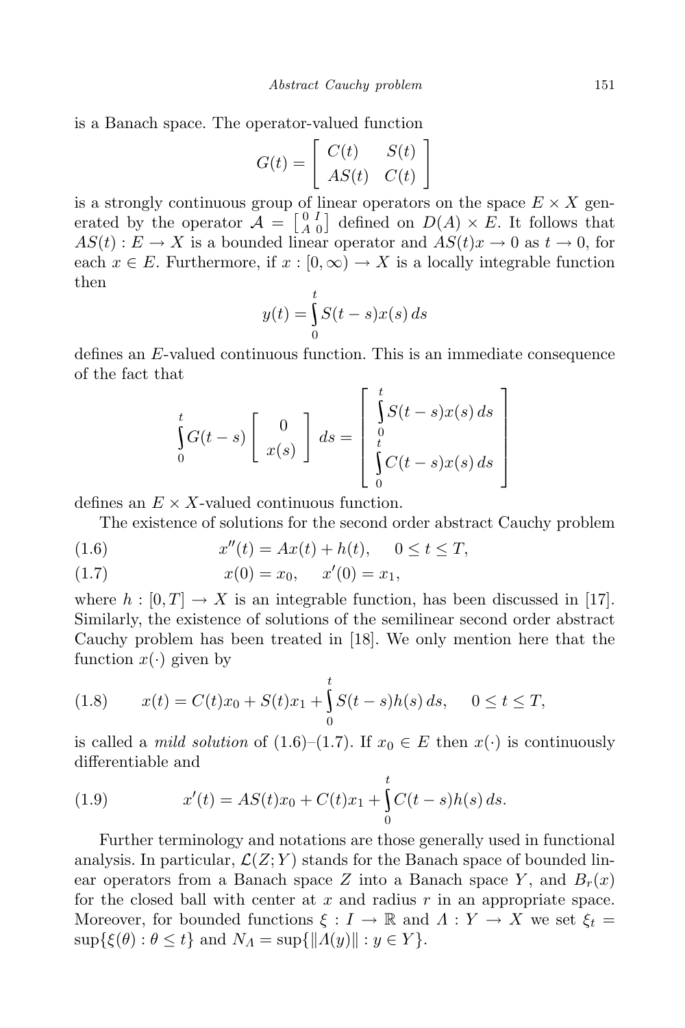is a Banach space. The operator-valued function

$$G(t) = \begin{bmatrix} C(t) & S(t) \\ AS(t) & C(t) \end{bmatrix}$$

is a strongly continuous group of linear operators on the space $E \times X$ generated by the operator $\mathcal{A} = \begin{bmatrix} 0 & I \\ A & 0 \end{bmatrix}$ defined on $D(A) \times E$. It follows that $AS(t) : E \to X$ is a bounded linear operator and $AS(t)x \to 0$ as $t \to 0$, for each $x \in E$. Furthermore, if $x : [0, \infty) \to X$ is a locally integrable function then

$$y(t) = \int_0^t S(t-s)x(s)\,ds$$

defines an $E$-valued continuous function. This is an immediate consequence of the fact that

$$\int_0^t G(t-s) \begin{bmatrix} 0 \\ x(s) \end{bmatrix} ds = \begin{bmatrix} \int_0^t S(t-s)x(s)\,ds \\ \int_0^t C(t-s)x(s)\,ds \end{bmatrix}$$

defines an $E \times X$-valued continuous function.

The existence of solutions for the second order abstract Cauchy problem

$$x''(t) = Ax(t) + h(t), \quad 0 \le t \le T, \tag{1.6}$$

$$x(0) = x_0, \quad x'(0) = x_1, \tag{1.7}$$

where $h : [0, T] \to X$ is an integrable function, has been discussed in [17]. Similarly, the existence of solutions of the semilinear second order abstract Cauchy problem has been treated in [18]. We only mention here that the function $x(\cdot)$ given by

$$x(t) = C(t)x_0 + S(t)x_1 + \int_0^t S(t-s)h(s)\,ds, \quad 0 \le t \le T, \tag{1.8}$$

is called a *mild solution* of (1.6)–(1.7). If $x_0 \in E$ then $x(\cdot)$ is continuously differentiable and

$$x'(t) = AS(t)x_0 + C(t)x_1 + \int_0^t C(t-s)h(s)\,ds. \tag{1.9}$$

Further terminology and notations are those generally used in functional analysis. In particular, $\mathcal{L}(Z; Y)$ stands for the Banach space of bounded linear operators from a Banach space $Z$ into a Banach space $Y$, and $B_r(x)$ for the closed ball with center at $x$ and radius $r$ in an appropriate space. Moreover, for bounded functions $\xi : I \to \mathbb{R}$ and $\Lambda : Y \to X$ we set $\xi_t = \sup\{\xi(\theta) : \theta \le t\}$ and $N_\Lambda = \sup\{\|\Lambda(y)\| : y \in Y\}$.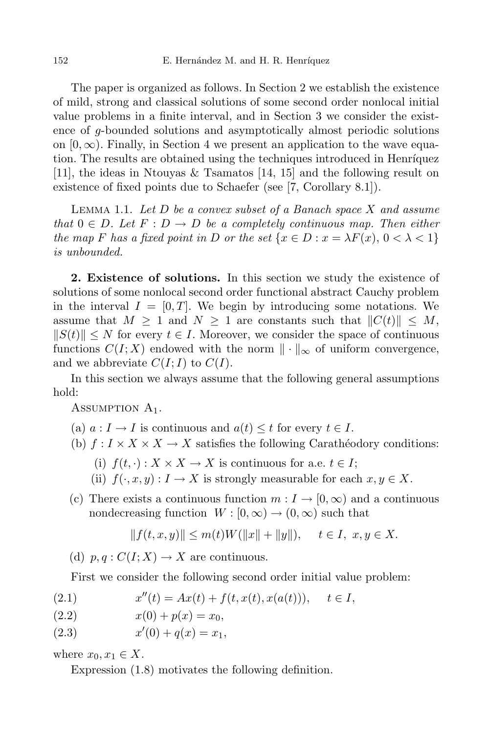The paper is organized as follows. In Section 2 we establish the existence of mild, strong and classical solutions of some second order nonlocal initial value problems in a finite interval, and in Section 3 we consider the existence of $g$-bounded solutions and asymptotically almost periodic solutions on $[0, \infty)$. Finally, in Section 4 we present an application to the wave equation. The results are obtained using the techniques introduced in Henríquez [11], the ideas in Ntouyas & Tsamatos [14, 15] and the following result on existence of fixed points due to Schaefer (see [7, Corollary 8.1]).

Lemma 1.1. *Let $D$ be a convex subset of a Banach space $X$ and assume that $0 \in D$. Let $F : D \to D$ be a completely continuous map. Then either the map $F$ has a fixed point in $D$ or the set $\{x \in D : x = \lambda F(x),\ 0 < \lambda < 1\}$ is unbounded.*

**2. Existence of solutions.** In this section we study the existence of solutions of some nonlocal second order functional abstract Cauchy problem in the interval $I = [0, T]$. We begin by introducing some notations. We assume that $M \geq 1$ and $N \geq 1$ are constants such that $\|C(t)\| \leq M$, $\|S(t)\| \leq N$ for every $t \in I$. Moreover, we consider the space of continuous functions $C(I; X)$ endowed with the norm $\|\cdot\|_\infty$ of uniform convergence, and we abbreviate $C(I; I)$ to $C(I)$.

In this section we always assume that the following general assumptions hold:

Assumption $A_1$.

(a) $a : I \to I$ is continuous and $a(t) \leq t$ for every $t \in I$.

(b) $f : I \times X \times X \to X$ satisfies the following Carathéodory conditions:

  (i) $f(t, \cdot) : X \times X \to X$ is continuous for a.e. $t \in I$;

  (ii) $f(\cdot, x, y) : I \to X$ is strongly measurable for each $x, y \in X$.

(c) There exists a continuous function $m : I \to [0, \infty)$ and a continuous nondecreasing function $W : [0, \infty) \to (0, \infty)$ such that

$$\|f(t, x, y)\| \leq m(t) W(\|x\| + \|y\|), \quad t \in I,\ x, y \in X.$$

(d) $p, q : C(I; X) \to X$ are continuous.

First we consider the following second order initial value problem:

$$x''(t) = Ax(t) + f(t, x(t), x(a(t))), \quad t \in I, \tag{2.1}$$

$$x(0) + p(x) = x_0, \tag{2.2}$$

$$x'(0) + q(x) = x_1, \tag{2.3}$$

where $x_0, x_1 \in X$.

Expression (1.8) motivates the following definition.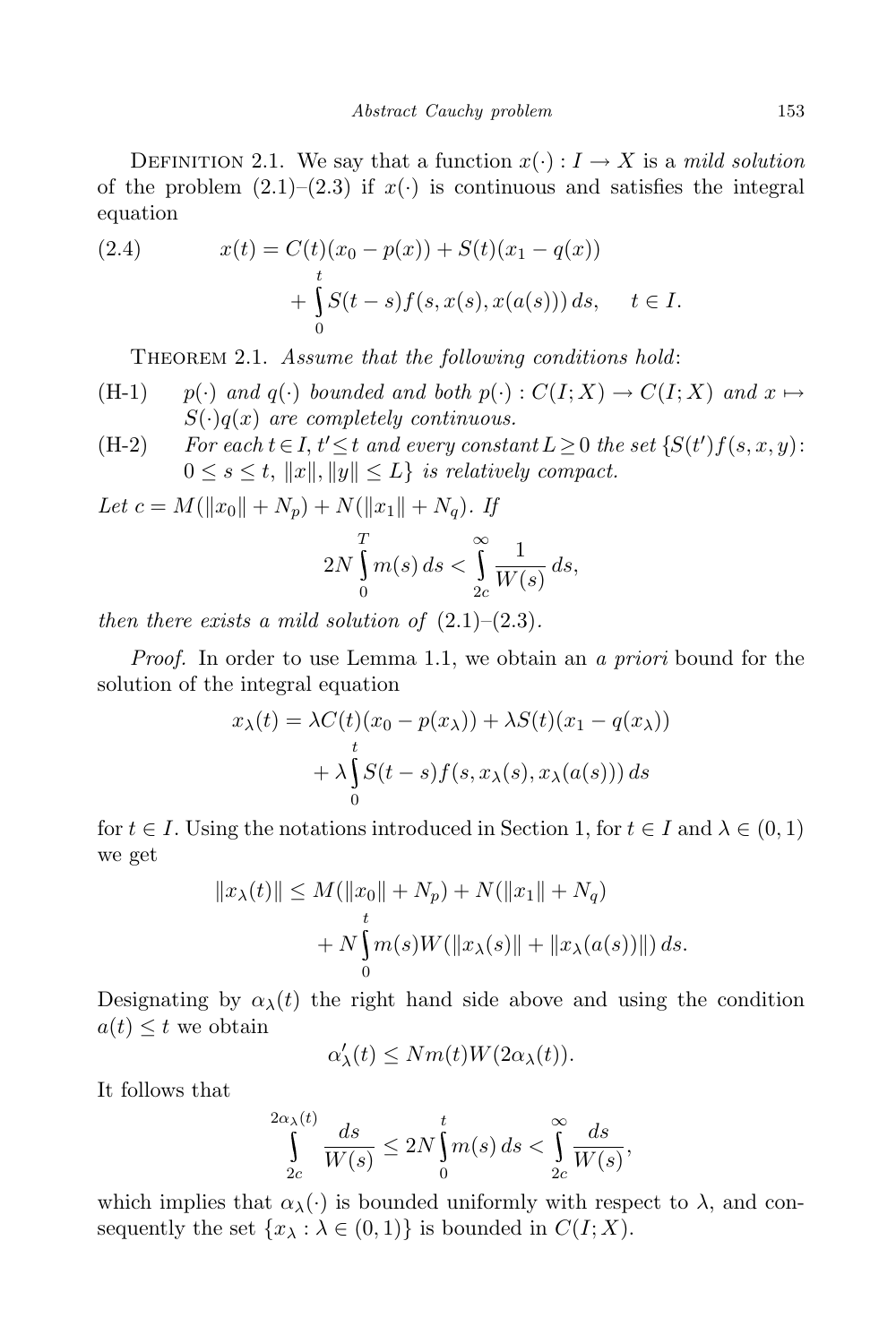Definition 2.1. We say that a function $x(\cdot) : I \to X$ is a *mild solution* of the problem (2.1)–(2.3) if $x(\cdot)$ is continuous and satisfies the integral equation

$$x(t) = C(t)(x_0 - p(x)) + S(t)(x_1 - q(x)) + \int_0^t S(t-s) f(s, x(s), x(a(s)))\, ds, \quad t \in I. \tag{2.4}$$

Theorem 2.1. *Assume that the following conditions hold*:

(H-1) $p(\cdot)$ *and* $q(\cdot)$ *bounded and both* $p(\cdot) : C(I; X) \to C(I; X)$ *and* $x \mapsto S(\cdot)q(x)$ *are completely continuous.*

(H-2) *For each* $t \in I$, $t' \leq t$ *and every constant* $L \geq 0$ *the set* $\{S(t') f(s, x, y) : 0 \leq s \leq t,\ \|x\|, \|y\| \leq L\}$ *is relatively compact.*

*Let* $c = M(\|x_0\| + N_p) + N(\|x_1\| + N_q)$. *If*

$$2N \int_0^T m(s)\, ds < \int_{2c}^{\infty} \frac{1}{W(s)}\, ds,$$

*then there exists a mild solution of* (2.1)–(2.3).

*Proof.* In order to use Lemma 1.1, we obtain an *a priori* bound for the solution of the integral equation

$$x_\lambda(t) = \lambda C(t)(x_0 - p(x_\lambda)) + \lambda S(t)(x_1 - q(x_\lambda)) + \lambda \int_0^t S(t-s) f(s, x_\lambda(s), x_\lambda(a(s)))\, ds$$

for $t \in I$. Using the notations introduced in Section 1, for $t \in I$ and $\lambda \in (0, 1)$ we get

$$\|x_\lambda(t)\| \leq M(\|x_0\| + N_p) + N(\|x_1\| + N_q) + N \int_0^t m(s) W(\|x_\lambda(s)\| + \|x_\lambda(a(s))\|)\, ds.$$

Designating by $\alpha_\lambda(t)$ the right hand side above and using the condition $a(t) \leq t$ we obtain

$$\alpha'_\lambda(t) \leq N m(t) W(2\alpha_\lambda(t)).$$

It follows that

$$\int_{2c}^{2\alpha_\lambda(t)} \frac{ds}{W(s)} \leq 2N \int_0^t m(s)\, ds < \int_{2c}^{\infty} \frac{ds}{W(s)},$$

which implies that $\alpha_\lambda(\cdot)$ is bounded uniformly with respect to $\lambda$, and consequently the set $\{x_\lambda : \lambda \in (0, 1)\}$ is bounded in $C(I; X)$.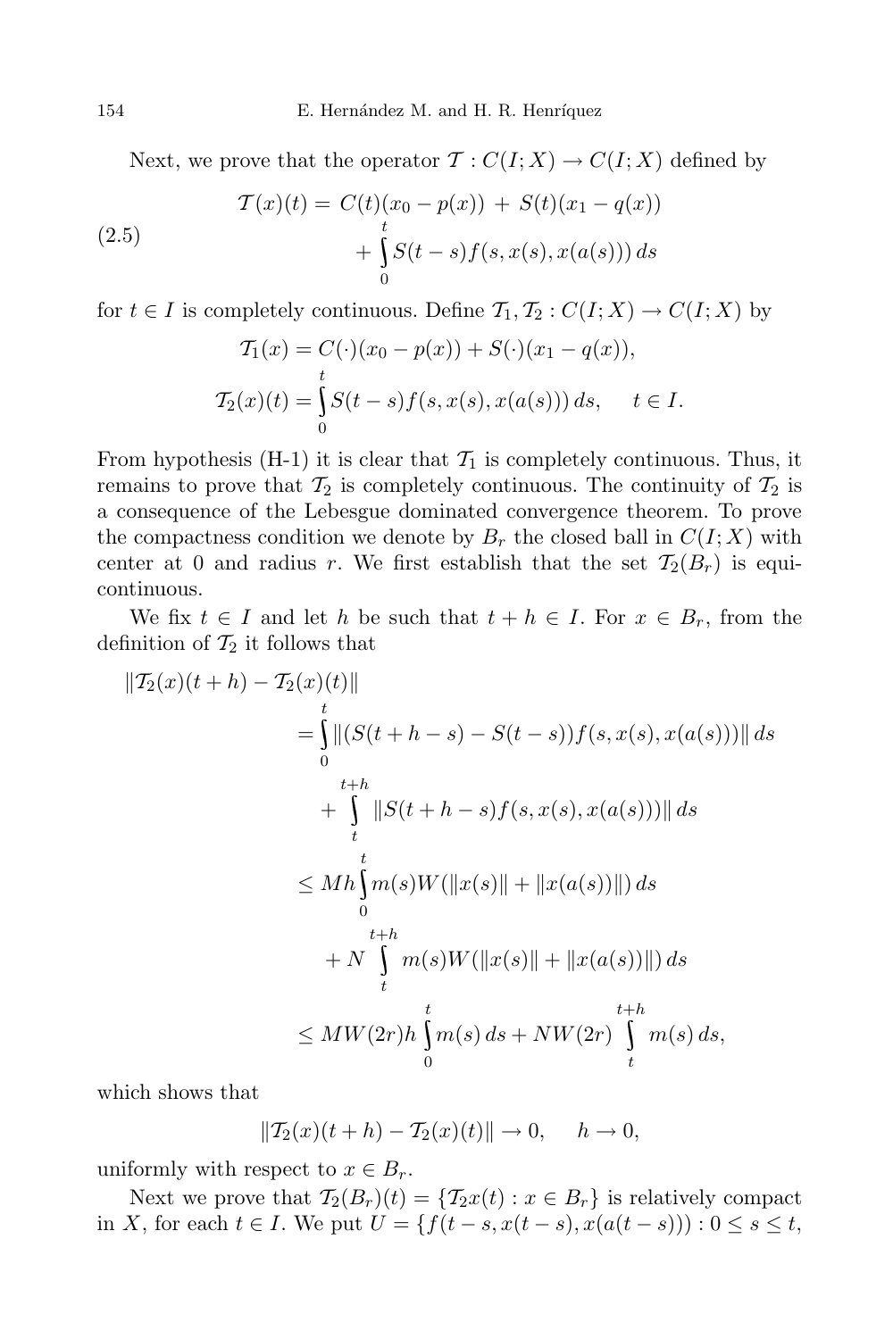Next, we prove that the operator $\mathcal{T} : C(I;X) \to C(I;X)$ defined by

$$\mathcal{T}(x)(t) = C(t)(x_0 - p(x)) + S(t)(x_1 - q(x)) + \int_0^t S(t-s) f(s, x(s), x(a(s)))\, ds \tag{2.5}$$

for $t \in I$ is completely continuous. Define $\mathcal{T}_1, \mathcal{T}_2 : C(I;X) \to C(I;X)$ by

$$\mathcal{T}_1(x) = C(\cdot)(x_0 - p(x)) + S(\cdot)(x_1 - q(x)),$$

$$\mathcal{T}_2(x)(t) = \int_0^t S(t-s) f(s, x(s), x(a(s)))\, ds, \quad t \in I.$$

From hypothesis (H-1) it is clear that $\mathcal{T}_1$ is completely continuous. Thus, it remains to prove that $\mathcal{T}_2$ is completely continuous. The continuity of $\mathcal{T}_2$ is a consequence of the Lebesgue dominated convergence theorem. To prove the compactness condition we denote by $B_r$ the closed ball in $C(I;X)$ with center at 0 and radius $r$. We first establish that the set $\mathcal{T}_2(B_r)$ is equicontinuous.

We fix $t \in I$ and let $h$ be such that $t + h \in I$. For $x \in B_r$, from the definition of $\mathcal{T}_2$ it follows that

$$\begin{aligned}
&\|\mathcal{T}_2(x)(t+h) - \mathcal{T}_2(x)(t)\| \\
&\quad = \int_0^t \|(S(t+h-s) - S(t-s)) f(s, x(s), x(a(s)))\|\, ds \\
&\qquad + \int_t^{t+h} \|S(t+h-s) f(s, x(s), x(a(s)))\|\, ds \\
&\quad \le Mh \int_0^t m(s) W(\|x(s)\| + \|x(a(s))\|)\, ds \\
&\qquad + N \int_t^{t+h} m(s) W(\|x(s)\| + \|x(a(s))\|)\, ds \\
&\quad \le MW(2r) h \int_0^t m(s)\, ds + NW(2r) \int_t^{t+h} m(s)\, ds,
\end{aligned}$$

which shows that

$$\|\mathcal{T}_2(x)(t+h) - \mathcal{T}_2(x)(t)\| \to 0, \quad h \to 0,$$

uniformly with respect to $x \in B_r$.

Next we prove that $\mathcal{T}_2(B_r)(t) = \{\mathcal{T}_2 x(t) : x \in B_r\}$ is relatively compact in $X$, for each $t \in I$. We put $U = \{f(t-s, x(t-s), x(a(t-s))) : 0 \le s \le t,$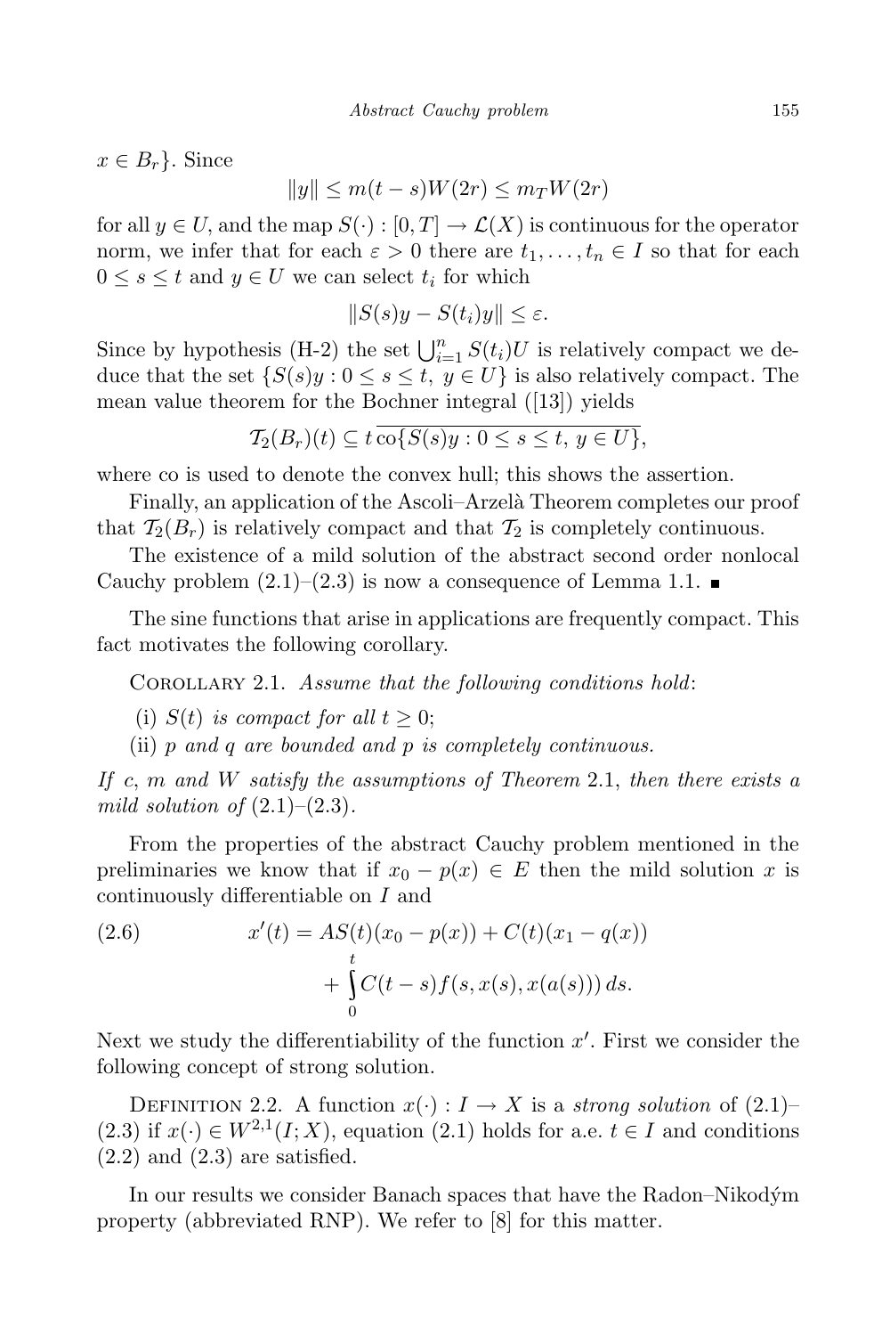$x \in B_r\}$. Since

$$\|y\| \le m(t-s)W(2r) \le m_T W(2r)$$

for all $y \in U$, and the map $S(\cdot) : [0,T] \to \mathcal{L}(X)$ is continuous for the operator norm, we infer that for each $\varepsilon > 0$ there are $t_1, \ldots, t_n \in I$ so that for each $0 \le s \le t$ and $y \in U$ we can select $t_i$ for which

$$\|S(s)y - S(t_i)y\| \le \varepsilon.$$

Since by hypothesis (H-2) the set $\bigcup_{i=1}^{n} S(t_i)U$ is relatively compact we deduce that the set $\{S(s)y : 0 \le s \le t,\ y \in U\}$ is also relatively compact. The mean value theorem for the Bochner integral ([13]) yields

$$\mathcal{T}_2(B_r)(t) \subseteq t\,\overline{\mathrm{co}\{S(s)y : 0 \le s \le t,\ y \in U\}},$$

where co is used to denote the convex hull; this shows the assertion.

Finally, an application of the Ascoli–Arzelà Theorem completes our proof that $\mathcal{T}_2(B_r)$ is relatively compact and that $\mathcal{T}_2$ is completely continuous.

The existence of a mild solution of the abstract second order nonlocal Cauchy problem (2.1)–(2.3) is now a consequence of Lemma 1.1. ∎

The sine functions that arise in applications are frequently compact. This fact motivates the following corollary.

Corollary 2.1. *Assume that the following conditions hold*:

(i) $S(t)$ *is compact for all* $t \ge 0$;

(ii) $p$ *and* $q$ *are bounded and* $p$ *is completely continuous.*

*If* $c$, $m$ *and* $W$ *satisfy the assumptions of Theorem* 2.1, *then there exists a mild solution of* (2.1)–(2.3).

From the properties of the abstract Cauchy problem mentioned in the preliminaries we know that if $x_0 - p(x) \in E$ then the mild solution $x$ is continuously differentiable on $I$ and

$$x'(t) = AS(t)(x_0 - p(x)) + C(t)(x_1 - q(x)) + \int_0^t C(t-s)f(s, x(s), x(a(s)))\,ds. \tag{2.6}$$

Next we study the differentiability of the function $x'$. First we consider the following concept of strong solution.

Definition 2.2. A function $x(\cdot) : I \to X$ is a *strong solution* of (2.1)–(2.3) if $x(\cdot) \in W^{2,1}(I; X)$, equation (2.1) holds for a.e. $t \in I$ and conditions (2.2) and (2.3) are satisfied.

In our results we consider Banach spaces that have the Radon–Nikodým property (abbreviated RNP). We refer to [8] for this matter.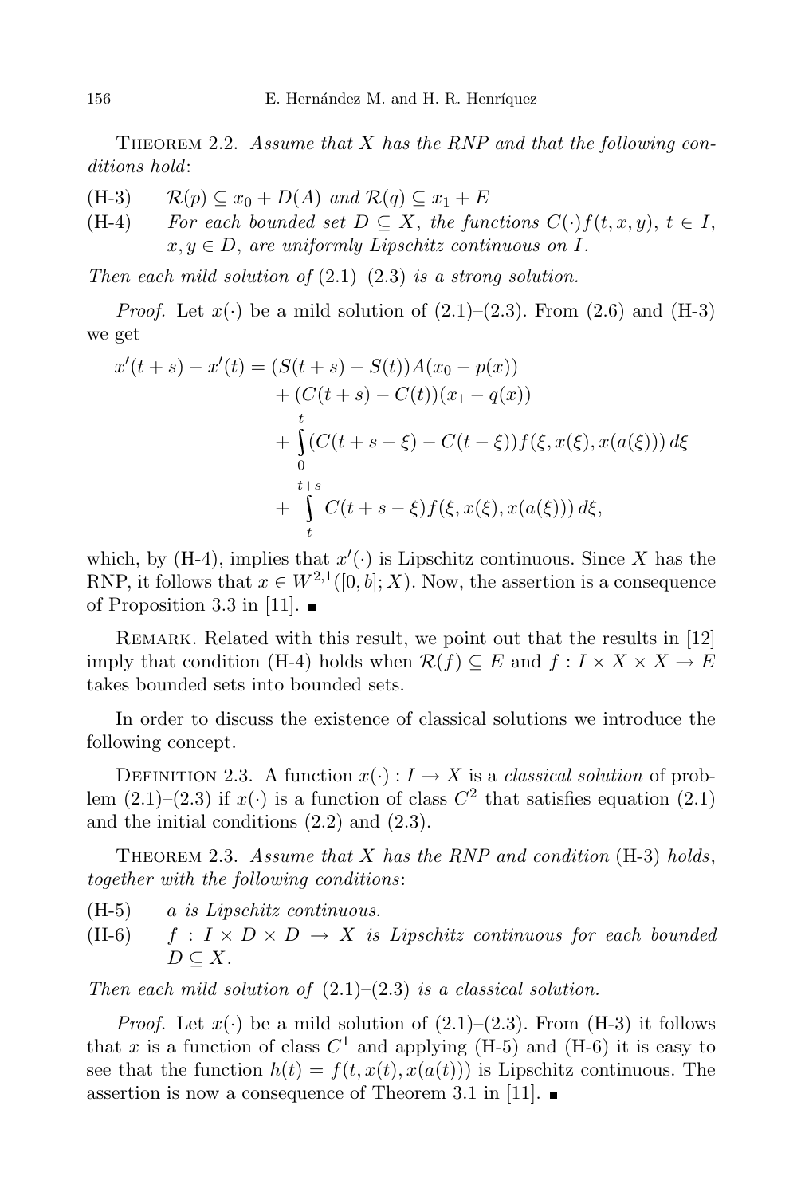**Theorem 2.2.** *Assume that $X$ has the RNP and that the following conditions hold*:

(H-3) $\quad \mathcal{R}(p) \subseteq x_0 + D(A)$ *and* $\mathcal{R}(q) \subseteq x_1 + E$

(H-4) $\quad$ *For each bounded set $D \subseteq X$, the functions $C(\cdot)f(t,x,y)$, $t \in I$, $x, y \in D$, are uniformly Lipschitz continuous on $I$.*

*Then each mild solution of* (2.1)–(2.3) *is a strong solution.*

*Proof.* Let $x(\cdot)$ be a mild solution of (2.1)–(2.3). From (2.6) and (H-3) we get

$$
\begin{aligned}
x'(t+s) - x'(t) &= (S(t+s) - S(t))A(x_0 - p(x)) \\
&\quad + (C(t+s) - C(t))(x_1 - q(x)) \\
&\quad + \int_0^t (C(t+s-\xi) - C(t-\xi))f(\xi, x(\xi), x(a(\xi)))\,d\xi \\
&\quad + \int_t^{t+s} C(t+s-\xi)f(\xi, x(\xi), x(a(\xi)))\,d\xi,
\end{aligned}
$$

which, by (H-4), implies that $x'(\cdot)$ is Lipschitz continuous. Since $X$ has the RNP, it follows that $x \in W^{2,1}([0,b];X)$. Now, the assertion is a consequence of Proposition 3.3 in [11]. ∎

Remark. Related with this result, we point out that the results in [12] imply that condition (H-4) holds when $\mathcal{R}(f) \subseteq E$ and $f : I \times X \times X \to E$ takes bounded sets into bounded sets.

In order to discuss the existence of classical solutions we introduce the following concept.

**Definition 2.3.** A function $x(\cdot) : I \to X$ is a *classical solution* of problem (2.1)–(2.3) if $x(\cdot)$ is a function of class $C^2$ that satisfies equation (2.1) and the initial conditions (2.2) and (2.3).

**Theorem 2.3.** *Assume that $X$ has the RNP and condition* (H-3) *holds, together with the following conditions*:

(H-5) $\quad$ *$a$ is Lipschitz continuous.*

(H-6) $\quad$ *$f : I \times D \times D \to X$ is Lipschitz continuous for each bounded $D \subseteq X$.*

*Then each mild solution of* (2.1)–(2.3) *is a classical solution.*

*Proof.* Let $x(\cdot)$ be a mild solution of (2.1)–(2.3). From (H-3) it follows that $x$ is a function of class $C^1$ and applying (H-5) and (H-6) it is easy to see that the function $h(t) = f(t, x(t), x(a(t)))$ is Lipschitz continuous. The assertion is now a consequence of Theorem 3.1 in [11]. ∎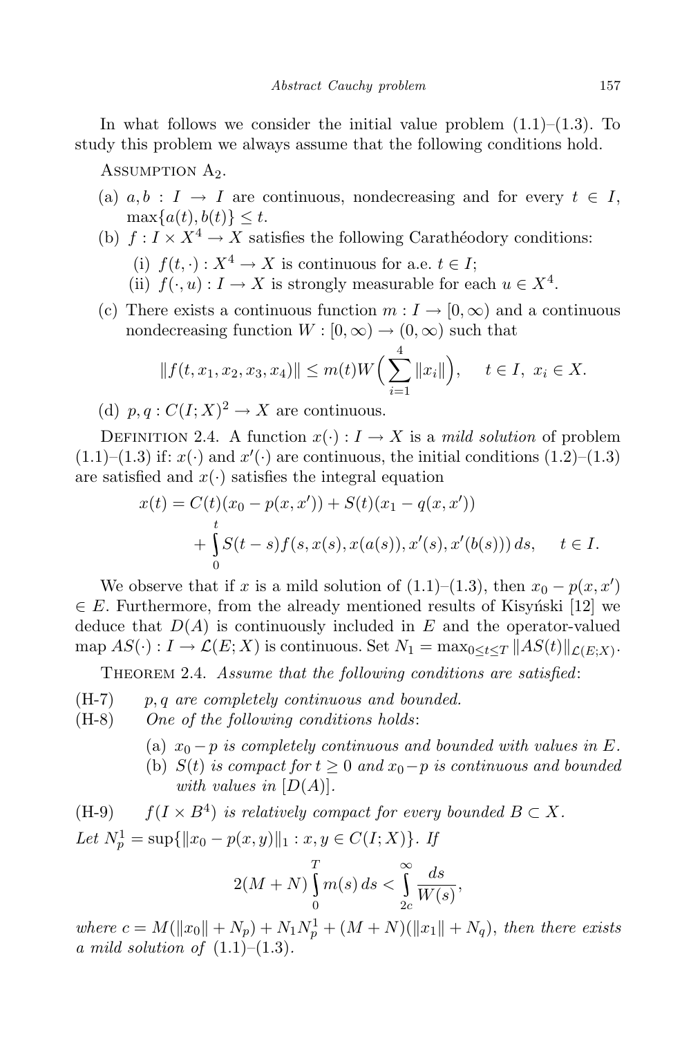In what follows we consider the initial value problem (1.1)–(1.3). To study this problem we always assume that the following conditions hold.

Assumption $A_2$.

(a) $a, b : I \to I$ are continuous, nondecreasing and for every $t \in I$, $\max\{a(t), b(t)\} \le t$.

(b) $f : I \times X^4 \to X$ satisfies the following Carathéodory conditions:

  (i) $f(t, \cdot) : X^4 \to X$ is continuous for a.e. $t \in I$;

  (ii) $f(\cdot, u) : I \to X$ is strongly measurable for each $u \in X^4$.

(c) There exists a continuous function $m : I \to [0, \infty)$ and a continuous nondecreasing function $W : [0, \infty) \to (0, \infty)$ such that

$$\|f(t, x_1, x_2, x_3, x_4)\| \le m(t) W\Big(\sum_{i=1}^{4} \|x_i\|\Big), \quad t \in I,\ x_i \in X.$$

(d) $p, q : C(I; X)^2 \to X$ are continuous.

Definition 2.4. A function $x(\cdot) : I \to X$ is a *mild solution* of problem (1.1)–(1.3) if: $x(\cdot)$ and $x'(\cdot)$ are continuous, the initial conditions (1.2)–(1.3) are satisfied and $x(\cdot)$ satisfies the integral equation

$$\begin{aligned} x(t) = {} & C(t)(x_0 - p(x, x')) + S(t)(x_1 - q(x, x')) \\ & + \int_0^t S(t - s) f(s, x(s), x(a(s)), x'(s), x'(b(s)))\, ds, \quad t \in I. \end{aligned}$$

We observe that if $x$ is a mild solution of (1.1)–(1.3), then $x_0 - p(x, x') \in E$. Furthermore, from the already mentioned results of Kisyński [12] we deduce that $D(A)$ is continuously included in $E$ and the operator-valued map $AS(\cdot) : I \to \mathcal{L}(E; X)$ is continuous. Set $N_1 = \max_{0 \le t \le T} \|AS(t)\|_{\mathcal{L}(E;X)}$.

Theorem 2.4. *Assume that the following conditions are satisfied*:

(H-7) *$p, q$ are completely continuous and bounded.*

(H-8) *One of the following conditions holds*:

  (a) *$x_0 - p$ is completely continuous and bounded with values in $E$.*

  (b) *$S(t)$ is compact for $t \ge 0$ and $x_0 - p$ is continuous and bounded with values in $[D(A)]$.*

(H-9) *$f(I \times B^4)$ is relatively compact for every bounded $B \subset X$.*

*Let $N_p^1 = \sup\{\|x_0 - p(x, y)\|_1 : x, y \in C(I; X)\}$. If*

$$2(M + N) \int_0^T m(s)\, ds < \int_{2c}^{\infty} \frac{ds}{W(s)},$$

*where $c = M(\|x_0\| + N_p) + N_1 N_p^1 + (M + N)(\|x_1\| + N_q)$, then there exists a mild solution of* (1.1)–(1.3).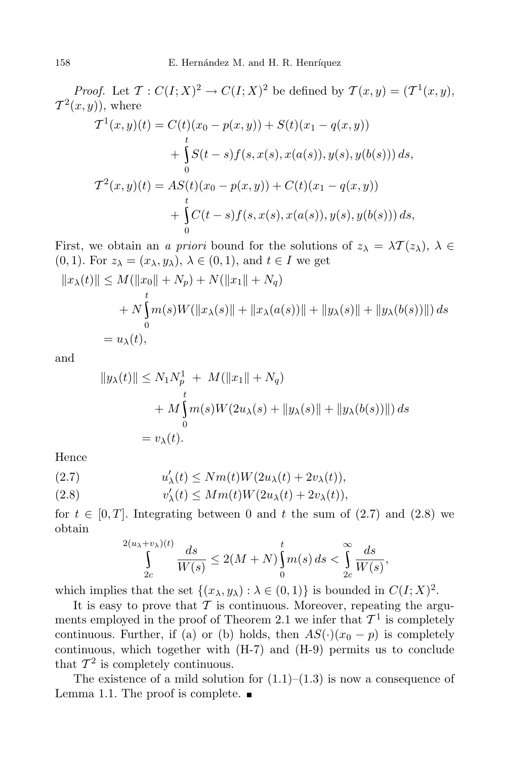*Proof.* Let $\mathcal{T} : C(I;X)^2 \to C(I;X)^2$ be defined by $\mathcal{T}(x,y) = (\mathcal{T}^1(x,y), \mathcal{T}^2(x,y))$, where

$$\begin{aligned}
\mathcal{T}^1(x,y)(t) &= C(t)(x_0 - p(x,y)) + S(t)(x_1 - q(x,y)) \\
&\quad + \int_0^t S(t-s) f(s, x(s), x(a(s)), y(s), y(b(s)))\, ds, \\
\mathcal{T}^2(x,y)(t) &= AS(t)(x_0 - p(x,y)) + C(t)(x_1 - q(x,y)) \\
&\quad + \int_0^t C(t-s) f(s, x(s), x(a(s)), y(s), y(b(s)))\, ds,
\end{aligned}$$

First, we obtain an *a priori* bound for the solutions of $z_\lambda = \lambda \mathcal{T}(z_\lambda)$, $\lambda \in (0,1)$. For $z_\lambda = (x_\lambda, y_\lambda)$, $\lambda \in (0,1)$, and $t \in I$ we get

$$\begin{aligned}
\|x_\lambda(t)\| &\le M(\|x_0\| + N_p) + N(\|x_1\| + N_q) \\
&\quad + N \int_0^t m(s) W(\|x_\lambda(s)\| + \|x_\lambda(a(s))\| + \|y_\lambda(s)\| + \|y_\lambda(b(s))\|)\, ds \\
&= u_\lambda(t),
\end{aligned}$$

and

$$\begin{aligned}
\|y_\lambda(t)\| &\le N_1 N_p^1 \ + \ M(\|x_1\| + N_q) \\
&\quad + M \int_0^t m(s) W(2u_\lambda(s) + \|y_\lambda(s)\| + \|y_\lambda(b(s))\|)\, ds \\
&= v_\lambda(t).
\end{aligned}$$

Hence

$$u'_\lambda(t) \le N m(t) W(2u_\lambda(t) + 2v_\lambda(t)), \tag{2.7}$$

$$v'_\lambda(t) \le M m(t) W(2u_\lambda(t) + 2v_\lambda(t)), \tag{2.8}$$

for $t \in [0,T]$. Integrating between 0 and $t$ the sum of (2.7) and (2.8) we obtain

$$\int_{2c}^{2(u_\lambda + v_\lambda)(t)} \frac{ds}{W(s)} \le 2(M+N) \int_0^t m(s)\, ds < \int_{2c}^{\infty} \frac{ds}{W(s)},$$

which implies that the set $\{(x_\lambda, y_\lambda) : \lambda \in (0,1)\}$ is bounded in $C(I;X)^2$.

It is easy to prove that $\mathcal{T}$ is continuous. Moreover, repeating the arguments employed in the proof of Theorem 2.1 we infer that $\mathcal{T}^1$ is completely continuous. Further, if (a) or (b) holds, then $AS(\cdot)(x_0 - p)$ is completely continuous, which together with (H-7) and (H-9) permits us to conclude that $\mathcal{T}^2$ is completely continuous.

The existence of a mild solution for (1.1)–(1.3) is now a consequence of Lemma 1.1. The proof is complete. ∎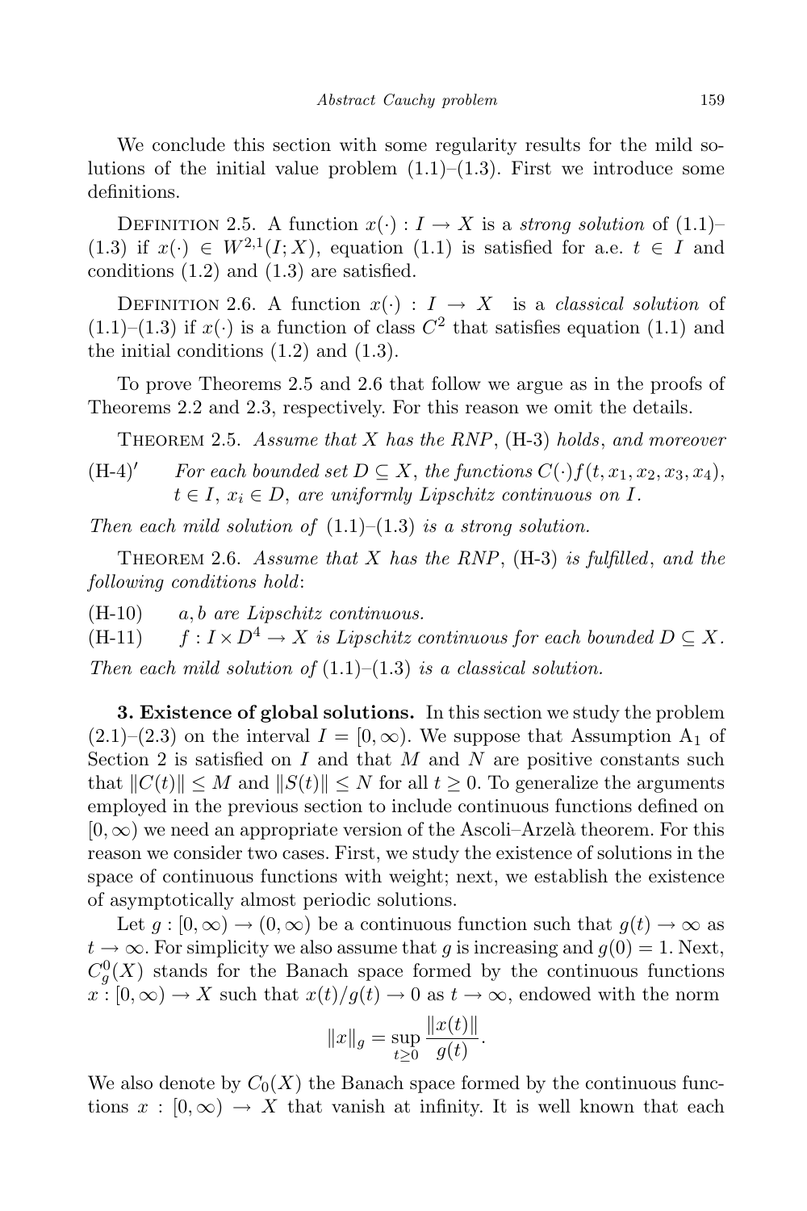We conclude this section with some regularity results for the mild solutions of the initial value problem (1.1)–(1.3). First we introduce some definitions.

Definition 2.5. A function $x(\cdot) : I \to X$ is a *strong solution* of (1.1)–(1.3) if $x(\cdot) \in W^{2,1}(I;X)$, equation (1.1) is satisfied for a.e. $t \in I$ and conditions (1.2) and (1.3) are satisfied.

Definition 2.6. A function $x(\cdot) : I \to X$ is a *classical solution* of (1.1)–(1.3) if $x(\cdot)$ is a function of class $C^2$ that satisfies equation (1.1) and the initial conditions (1.2) and (1.3).

To prove Theorems 2.5 and 2.6 that follow we argue as in the proofs of Theorems 2.2 and 2.3, respectively. For this reason we omit the details.

Theorem 2.5. *Assume that $X$ has the RNP*, (H-3) *holds*, *and moreover*

(H-4)′ *For each bounded set $D \subseteq X$, the functions $C(\cdot)f(t, x_1, x_2, x_3, x_4)$, $t \in I$, $x_i \in D$, are uniformly Lipschitz continuous on $I$.*

*Then each mild solution of* (1.1)–(1.3) *is a strong solution.*

Theorem 2.6. *Assume that $X$ has the RNP*, (H-3) *is fulfilled*, *and the following conditions hold*:

(H-10) *$a, b$ are Lipschitz continuous.*

(H-11) *$f : I \times D^4 \to X$ is Lipschitz continuous for each bounded $D \subseteq X$.*

*Then each mild solution of* (1.1)–(1.3) *is a classical solution.*

**3. Existence of global solutions.** In this section we study the problem (2.1)–(2.3) on the interval $I = [0, \infty)$. We suppose that Assumption $A_1$ of Section 2 is satisfied on $I$ and that $M$ and $N$ are positive constants such that $\|C(t)\| \le M$ and $\|S(t)\| \le N$ for all $t \ge 0$. To generalize the arguments employed in the previous section to include continuous functions defined on $[0, \infty)$ we need an appropriate version of the Ascoli–Arzelà theorem. For this reason we consider two cases. First, we study the existence of solutions in the space of continuous functions with weight; next, we establish the existence of asymptotically almost periodic solutions.

Let $g : [0, \infty) \to (0, \infty)$ be a continuous function such that $g(t) \to \infty$ as $t \to \infty$. For simplicity we also assume that $g$ is increasing and $g(0) = 1$. Next, $C_g^0(X)$ stands for the Banach space formed by the continuous functions $x : [0, \infty) \to X$ such that $x(t)/g(t) \to 0$ as $t \to \infty$, endowed with the norm

$$\|x\|_g = \sup_{t\ge 0} \frac{\|x(t)\|}{g(t)}.$$

We also denote by $C_0(X)$ the Banach space formed by the continuous functions $x : [0, \infty) \to X$ that vanish at infinity. It is well known that each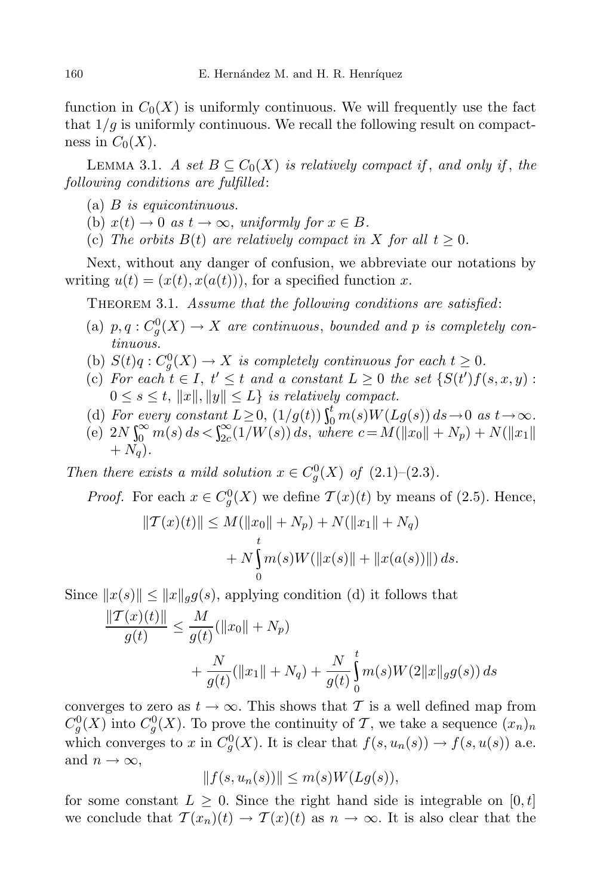function in $C_0(X)$ is uniformly continuous. We will frequently use the fact that $1/g$ is uniformly continuous. We recall the following result on compactness in $C_0(X)$.

Lemma 3.1. *A set $B \subseteq C_0(X)$ is relatively compact if, and only if, the following conditions are fulfilled:*

(a) *$B$ is equicontinuous.*

(b) *$x(t) \to 0$ as $t \to \infty$, uniformly for $x \in B$.*

(c) *The orbits $B(t)$ are relatively compact in $X$ for all $t \geq 0$.*

Next, without any danger of confusion, we abbreviate our notations by writing $u(t) = (x(t), x(a(t)))$, for a specified function $x$.

Theorem 3.1. *Assume that the following conditions are satisfied:*

(a) *$p, q : C_g^0(X) \to X$ are continuous, bounded and $p$ is completely continuous.*

(b) *$S(t)q : C_g^0(X) \to X$ is completely continuous for each $t \geq 0$.*

(c) *For each $t \in I$, $t' \leq t$ and a constant $L \geq 0$ the set $\{S(t')f(s, x, y) : 0 \leq s \leq t, \|x\|, \|y\| \leq L\}$ is relatively compact.*

(d) *For every constant $L \geq 0$, $(1/g(t)) \int_0^t m(s)W(Lg(s))\, ds \to 0$ as $t \to \infty$.*

(e) *$2N \int_0^\infty m(s)\, ds < \int_{2c}^\infty (1/W(s))\, ds$, where $c = M(\|x_0\| + N_p) + N(\|x_1\| + N_q)$.*

*Then there exists a mild solution $x \in C_g^0(X)$ of (2.1)–(2.3).*

*Proof.* For each $x \in C_g^0(X)$ we define $\mathcal{T}(x)(t)$ by means of (2.5). Hence,

$$\|\mathcal{T}(x)(t)\| \leq M(\|x_0\| + N_p) + N(\|x_1\| + N_q) + N\int_0^t m(s)W(\|x(s)\| + \|x(a(s))\|)\, ds.$$

Since $\|x(s)\| \leq \|x\|_g g(s)$, applying condition (d) it follows that

$$\frac{\|\mathcal{T}(x)(t)\|}{g(t)} \leq \frac{M}{g(t)}(\|x_0\| + N_p) + \frac{N}{g(t)}(\|x_1\| + N_q) + \frac{N}{g(t)}\int_0^t m(s)W(2\|x\|_g g(s))\, ds$$

converges to zero as $t \to \infty$. This shows that $\mathcal{T}$ is a well defined map from $C_g^0(X)$ into $C_g^0(X)$. To prove the continuity of $\mathcal{T}$, we take a sequence $(x_n)_n$ which converges to $x$ in $C_g^0(X)$. It is clear that $f(s, u_n(s)) \to f(s, u(s))$ a.e. and $n \to \infty$,

$$\|f(s, u_n(s))\| \leq m(s)W(Lg(s)),$$

for some constant $L \geq 0$. Since the right hand side is integrable on $[0, t]$ we conclude that $\mathcal{T}(x_n)(t) \to \mathcal{T}(x)(t)$ as $n \to \infty$. It is also clear that the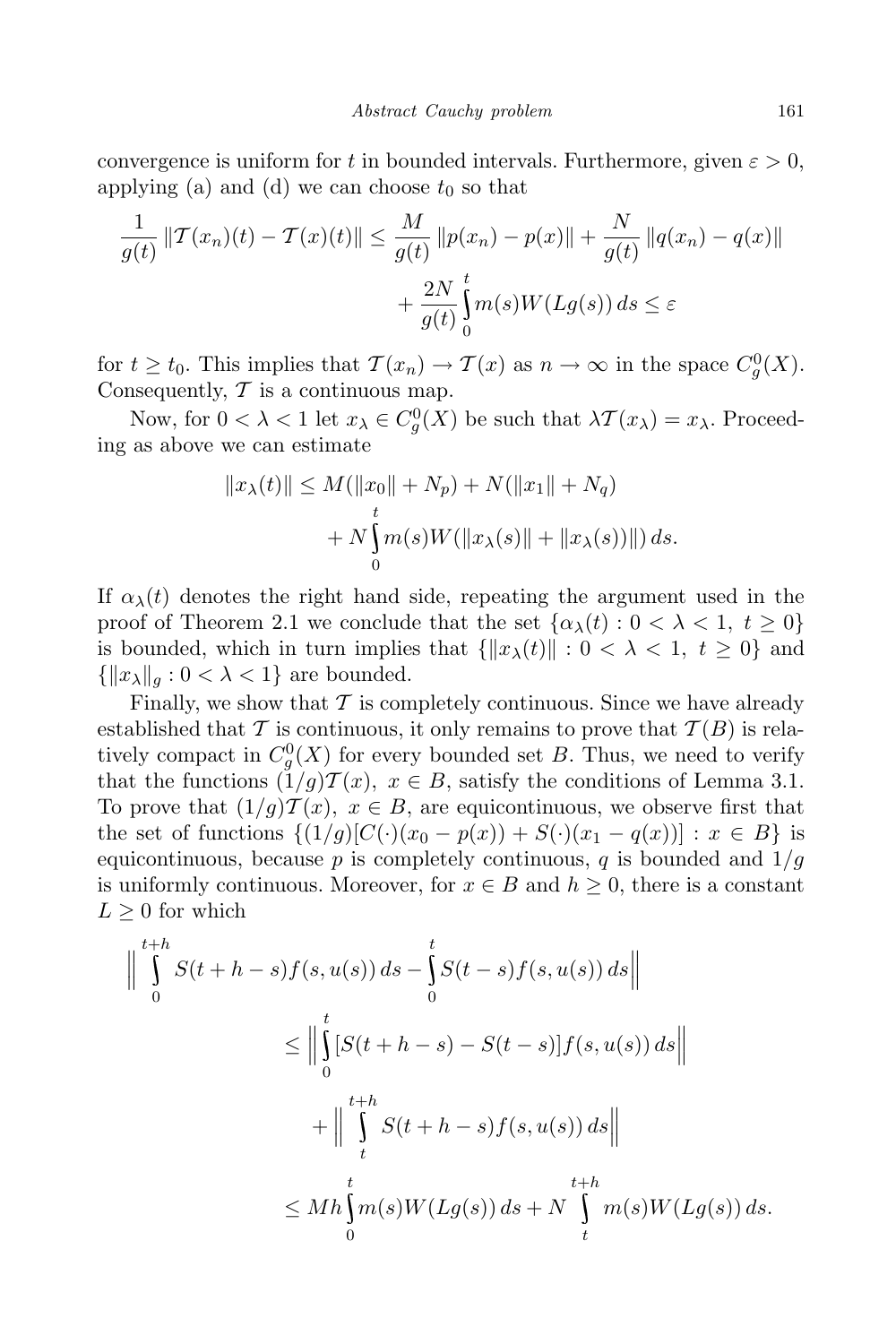convergence is uniform for $t$ in bounded intervals. Furthermore, given $\varepsilon > 0$, applying (a) and (d) we can choose $t_0$ so that

$$\frac{1}{g(t)} \|\mathcal{T}(x_n)(t) - \mathcal{T}(x)(t)\| \le \frac{M}{g(t)} \|p(x_n) - p(x)\| + \frac{N}{g(t)} \|q(x_n) - q(x)\| + \frac{2N}{g(t)} \int_0^t m(s) W(Lg(s))\, ds \le \varepsilon$$

for $t \ge t_0$. This implies that $\mathcal{T}(x_n) \to \mathcal{T}(x)$ as $n \to \infty$ in the space $C_g^0(X)$. Consequently, $\mathcal{T}$ is a continuous map.

Now, for $0 < \lambda < 1$ let $x_\lambda \in C_g^0(X)$ be such that $\lambda \mathcal{T}(x_\lambda) = x_\lambda$. Proceeding as above we can estimate

$$\|x_\lambda(t)\| \le M(\|x_0\| + N_p) + N(\|x_1\| + N_q) + N \int_0^t m(s) W(\|x_\lambda(s)\| + \|x_\lambda(s))\|)\, ds.$$

If $\alpha_\lambda(t)$ denotes the right hand side, repeating the argument used in the proof of Theorem 2.1 we conclude that the set $\{\alpha_\lambda(t) : 0 < \lambda < 1,\ t \ge 0\}$ is bounded, which in turn implies that $\{\|x_\lambda(t)\| : 0 < \lambda < 1,\ t \ge 0\}$ and $\{\|x_\lambda\|_g : 0 < \lambda < 1\}$ are bounded.

Finally, we show that $\mathcal{T}$ is completely continuous. Since we have already established that $\mathcal{T}$ is continuous, it only remains to prove that $\mathcal{T}(B)$ is relatively compact in $C_g^0(X)$ for every bounded set $B$. Thus, we need to verify that the functions $(1/g)\mathcal{T}(x)$, $x \in B$, satisfy the conditions of Lemma 3.1. To prove that $(1/g)\mathcal{T}(x)$, $x \in B$, are equicontinuous, we observe first that the set of functions $\{(1/g)[C(\cdot)(x_0 - p(x)) + S(\cdot)(x_1 - q(x))] : x \in B\}$ is equicontinuous, because $p$ is completely continuous, $q$ is bounded and $1/g$ is uniformly continuous. Moreover, for $x \in B$ and $h \ge 0$, there is a constant $L \ge 0$ for which

$$\begin{aligned}
\Big\| \int_0^{t+h} S(t+h-s) f(s, u(s))\, ds - \int_0^t S(t-s) f(s, u(s))\, ds \Big\| \\
\le \Big\| \int_0^t [S(t+h-s) - S(t-s)] f(s, u(s))\, ds \Big\| \\
+ \Big\| \int_t^{t+h} S(t+h-s) f(s, u(s))\, ds \Big\| \\
\le Mh \int_0^t m(s) W(Lg(s))\, ds + N \int_t^{t+h} m(s) W(Lg(s))\, ds.
\end{aligned}$$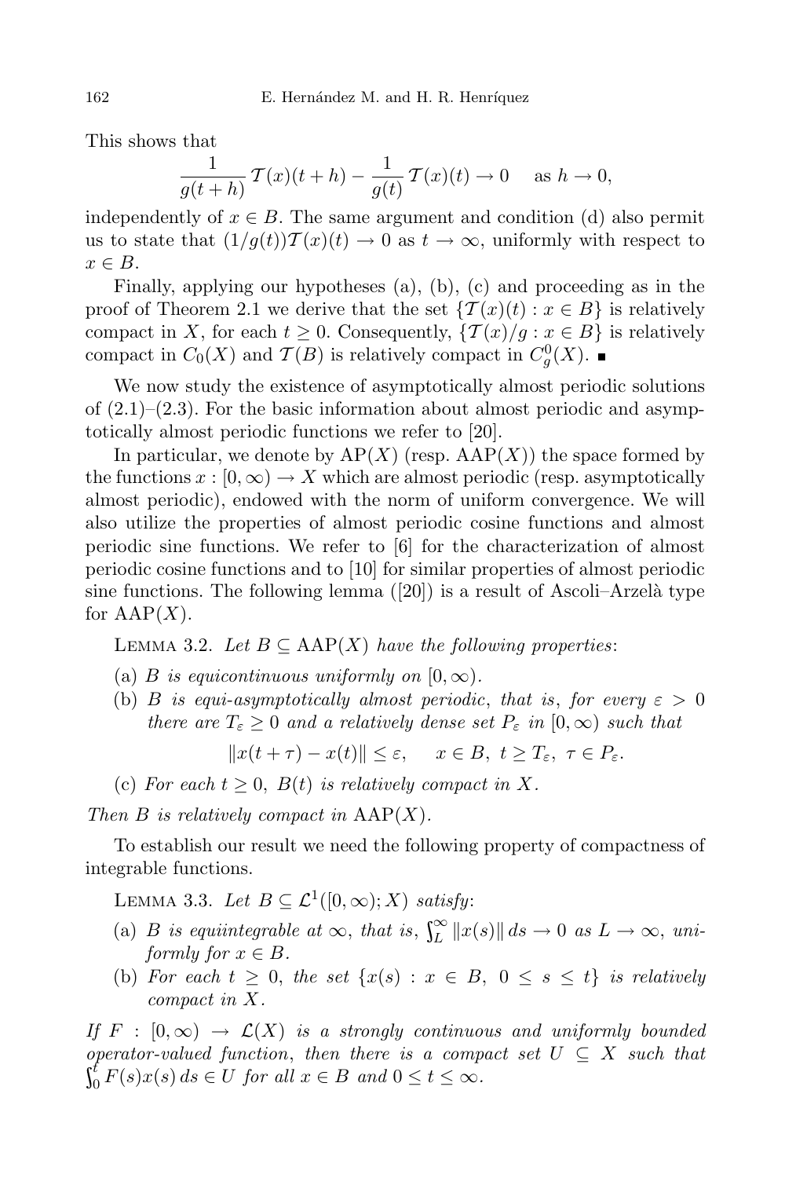This shows that

$$\frac{1}{g(t+h)}\,\mathcal{T}(x)(t+h)-\frac{1}{g(t)}\,\mathcal{T}(x)(t)\to 0 \quad \text{ as } h\to 0,$$

independently of $x\in B$. The same argument and condition (d) also permit us to state that $(1/g(t))\mathcal{T}(x)(t)\to 0$ as $t\to\infty$, uniformly with respect to $x\in B$.

Finally, applying our hypotheses (a), (b), (c) and proceeding as in the proof of Theorem 2.1 we derive that the set $\{\mathcal{T}(x)(t): x\in B\}$ is relatively compact in $X$, for each $t\geq 0$. Consequently, $\{\mathcal{T}(x)/g: x\in B\}$ is relatively compact in $C_0(X)$ and $\mathcal{T}(B)$ is relatively compact in $C_g^0(X)$. ∎

We now study the existence of asymptotically almost periodic solutions of (2.1)–(2.3). For the basic information about almost periodic and asymptotically almost periodic functions we refer to [20].

In particular, we denote by $\mathrm{AP}(X)$ (resp. $\mathrm{AAP}(X)$) the space formed by the functions $x:[0,\infty)\to X$ which are almost periodic (resp. asymptotically almost periodic), endowed with the norm of uniform convergence. We will also utilize the properties of almost periodic cosine functions and almost periodic sine functions. We refer to [6] for the characterization of almost periodic cosine functions and to [10] for similar properties of almost periodic sine functions. The following lemma ([20]) is a result of Ascoli–Arzelà type for $\mathrm{AAP}(X)$.

Lemma 3.2. *Let $B\subseteq \mathrm{AAP}(X)$ have the following properties*:

(a) *$B$ is equicontinuous uniformly on $[0,\infty)$.*

(b) *$B$ is equi-asymptotically almost periodic, that is, for every $\varepsilon>0$ there are $T_\varepsilon\geq 0$ and a relatively dense set $P_\varepsilon$ in $[0,\infty)$ such that*

$$\|x(t+\tau)-x(t)\|\leq\varepsilon, \qquad x\in B,\ t\geq T_\varepsilon,\ \tau\in P_\varepsilon.$$

(c) *For each $t\geq 0$, $B(t)$ is relatively compact in $X$.*

*Then $B$ is relatively compact in $\mathrm{AAP}(X)$.*

To establish our result we need the following property of compactness of integrable functions.

Lemma 3.3. *Let $B\subseteq \mathcal{L}^1([0,\infty);X)$ satisfy*:

(a) *$B$ is equiintegrable at $\infty$, that is, $\int_L^\infty\|x(s)\|\,ds\to 0$ as $L\to\infty$, uniformly for $x\in B$.*

(b) *For each $t\geq 0$, the set $\{x(s): x\in B,\ 0\leq s\leq t\}$ is relatively compact in $X$.*

*If $F:[0,\infty)\to\mathcal{L}(X)$ is a strongly continuous and uniformly bounded operator-valued function, then there is a compact set $U\subseteq X$ such that $\int_0^t F(s)x(s)\,ds\in U$ for all $x\in B$ and $0\leq t\leq\infty$.*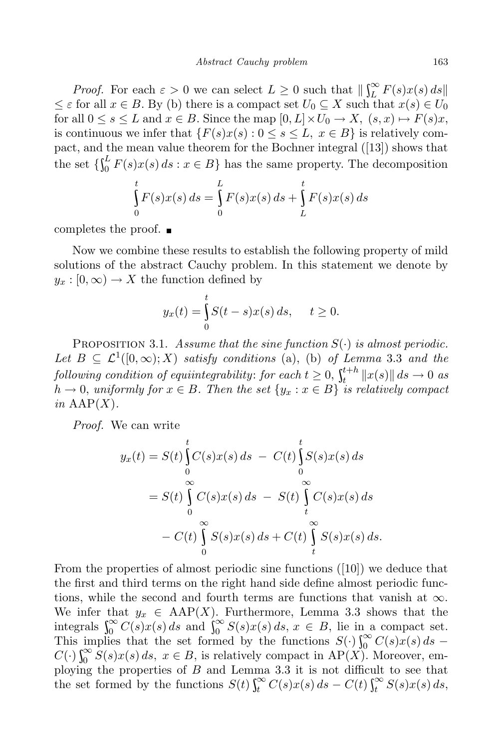*Proof.* For each $\varepsilon > 0$ we can select $L \geq 0$ such that $\| \int_L^\infty F(s)x(s)\,ds\| \leq \varepsilon$ for all $x \in B$. By (b) there is a compact set $U_0 \subseteq X$ such that $x(s) \in U_0$ for all $0 \leq s \leq L$ and $x \in B$. Since the map $[0,L]\times U_0 \to X$, $(s,x) \mapsto F(s)x$, is continuous we infer that $\{F(s)x(s) : 0 \leq s \leq L,\ x \in B\}$ is relatively compact, and the mean value theorem for the Bochner integral ([13]) shows that the set $\{\int_0^L F(s)x(s)\,ds : x \in B\}$ has the same property. The decomposition

$$\int_0^t F(s)x(s)\,ds = \int_0^L F(s)x(s)\,ds + \int_L^t F(s)x(s)\,ds$$

completes the proof. ■

Now we combine these results to establish the following property of mild solutions of the abstract Cauchy problem. In this statement we denote by $y_x : [0,\infty) \to X$ the function defined by

$$y_x(t) = \int_0^t S(t-s)x(s)\,ds, \qquad t \geq 0.$$

Proposition 3.1. *Assume that the sine function $S(\cdot)$ is almost periodic. Let $B \subseteq \mathcal{L}^1([0,\infty);X)$ satisfy conditions* (a), (b) *of Lemma* 3.3 *and the following condition of equiintegrability: for each $t \geq 0$, $\int_t^{t+h} \|x(s)\|\,ds \to 0$ as $h \to 0$, uniformly for $x \in B$. Then the set $\{y_x : x \in B\}$ is relatively compact in* $\mathrm{AAP}(X)$.

*Proof.* We can write

$$\begin{aligned}
y_x(t) &= S(t)\int_0^t C(s)x(s)\,ds \ - \ C(t)\int_0^t S(s)x(s)\,ds \\
&= S(t)\int_0^\infty C(s)x(s)\,ds \ - \ S(t)\int_t^\infty C(s)x(s)\,ds \\
&\quad - C(t)\int_0^\infty S(s)x(s)\,ds + C(t)\int_t^\infty S(s)x(s)\,ds.
\end{aligned}$$

From the properties of almost periodic sine functions ([10]) we deduce that the first and third terms on the right hand side define almost periodic functions, while the second and fourth terms are functions that vanish at $\infty$. We infer that $y_x \in \mathrm{AAP}(X)$. Furthermore, Lemma 3.3 shows that the integrals $\int_0^\infty C(s)x(s)\,ds$ and $\int_0^\infty S(s)x(s)\,ds$, $x \in B$, lie in a compact set. This implies that the set formed by the functions $S(\cdot)\int_0^\infty C(s)x(s)\,ds - C(\cdot)\int_0^\infty S(s)x(s)\,ds$, $x \in B$, is relatively compact in $\mathrm{AP}(X)$. Moreover, employing the properties of $B$ and Lemma 3.3 it is not difficult to see that the set formed by the functions $S(t)\int_t^\infty C(s)x(s)\,ds - C(t)\int_t^\infty S(s)x(s)\,ds$,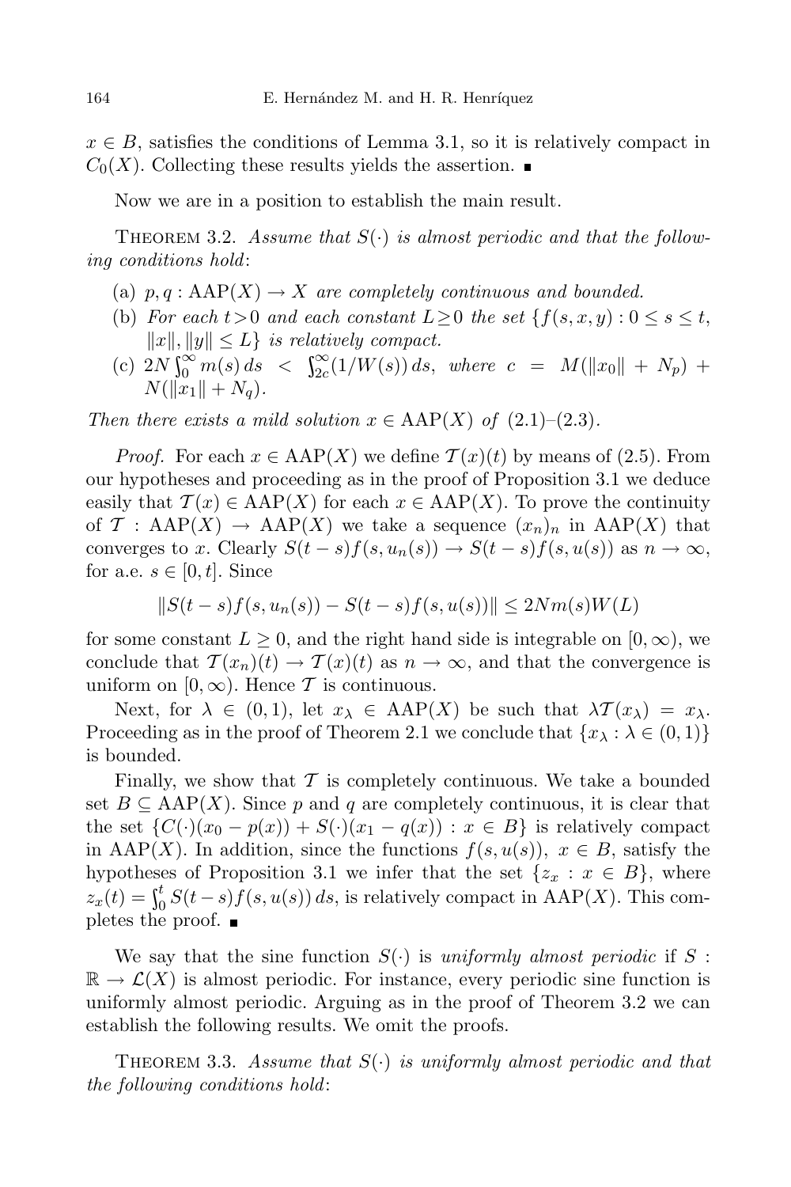$x \in B$, satisfies the conditions of Lemma 3.1, so it is relatively compact in $C_0(X)$. Collecting these results yields the assertion. ∎

Now we are in a position to establish the main result.

THEOREM 3.2. *Assume that $S(\cdot)$ is almost periodic and that the following conditions hold*:

(a) $p, q : \mathrm{AAP}(X) \to X$ *are completely continuous and bounded.*

(b) *For each $t > 0$ and each constant $L \geq 0$ the set $\{f(s,x,y) : 0 \leq s \leq t, \|x\|, \|y\| \leq L\}$ is relatively compact.*

(c) $2N\int_0^\infty m(s)\,ds < \int_{2c}^\infty (1/W(s))\,ds$, *where* $c = M(\|x_0\| + N_p) + N(\|x_1\| + N_q)$.

*Then there exists a mild solution $x \in \mathrm{AAP}(X)$ of* (2.1)–(2.3).

*Proof.* For each $x \in \mathrm{AAP}(X)$ we define $\mathcal{T}(x)(t)$ by means of (2.5). From our hypotheses and proceeding as in the proof of Proposition 3.1 we deduce easily that $\mathcal{T}(x) \in \mathrm{AAP}(X)$ for each $x \in \mathrm{AAP}(X)$. To prove the continuity of $\mathcal{T} : \mathrm{AAP}(X) \to \mathrm{AAP}(X)$ we take a sequence $(x_n)_n$ in $\mathrm{AAP}(X)$ that converges to $x$. Clearly $S(t-s)f(s,u_n(s)) \to S(t-s)f(s,u(s))$ as $n \to \infty$, for a.e. $s \in [0,t]$. Since

$$\|S(t-s)f(s,u_n(s)) - S(t-s)f(s,u(s))\| \leq 2Nm(s)W(L)$$

for some constant $L \geq 0$, and the right hand side is integrable on $[0,\infty)$, we conclude that $\mathcal{T}(x_n)(t) \to \mathcal{T}(x)(t)$ as $n \to \infty$, and that the convergence is uniform on $[0,\infty)$. Hence $\mathcal{T}$ is continuous.

Next, for $\lambda \in (0,1)$, let $x_\lambda \in \mathrm{AAP}(X)$ be such that $\lambda\mathcal{T}(x_\lambda) = x_\lambda$. Proceeding as in the proof of Theorem 2.1 we conclude that $\{x_\lambda : \lambda \in (0,1)\}$ is bounded.

Finally, we show that $\mathcal{T}$ is completely continuous. We take a bounded set $B \subseteq \mathrm{AAP}(X)$. Since $p$ and $q$ are completely continuous, it is clear that the set $\{C(\cdot)(x_0 - p(x)) + S(\cdot)(x_1 - q(x)) : x \in B\}$ is relatively compact in $\mathrm{AAP}(X)$. In addition, since the functions $f(s,u(s))$, $x \in B$, satisfy the hypotheses of Proposition 3.1 we infer that the set $\{z_x : x \in B\}$, where $z_x(t) = \int_0^t S(t-s)f(s,u(s))\,ds$, is relatively compact in $\mathrm{AAP}(X)$. This completes the proof. ∎

We say that the sine function $S(\cdot)$ is *uniformly almost periodic* if $S : \mathbb{R} \to \mathcal{L}(X)$ is almost periodic. For instance, every periodic sine function is uniformly almost periodic. Arguing as in the proof of Theorem 3.2 we can establish the following results. We omit the proofs.

THEOREM 3.3. *Assume that $S(\cdot)$ is uniformly almost periodic and that the following conditions hold*: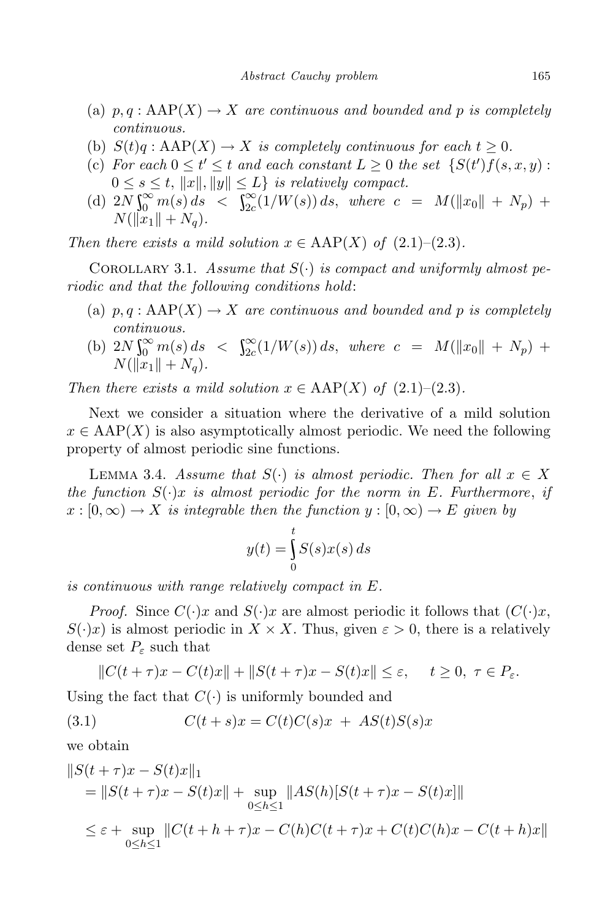(a) $p, q : \mathrm{AAP}(X) \to X$ *are continuous and bounded and* $p$ *is completely continuous.*

(b) $S(t)q : \mathrm{AAP}(X) \to X$ *is completely continuous for each* $t \geq 0$.

(c) *For each* $0 \leq t' \leq t$ *and each constant* $L \geq 0$ *the set* $\{S(t')f(s, x, y) : 0 \leq s \leq t,\ \|x\|, \|y\| \leq L\}$ *is relatively compact.*

(d) $2N \int_0^\infty m(s)\, ds < \int_{2c}^\infty (1/W(s))\, ds$, *where* $c = M(\|x_0\| + N_p) + N(\|x_1\| + N_q)$.

*Then there exists a mild solution* $x \in \mathrm{AAP}(X)$ *of* (2.1)–(2.3).

Corollary 3.1. *Assume that* $S(\cdot)$ *is compact and uniformly almost periodic and that the following conditions hold*:

(a) $p, q : \mathrm{AAP}(X) \to X$ *are continuous and bounded and* $p$ *is completely continuous.*

(b) $2N \int_0^\infty m(s)\, ds < \int_{2c}^\infty (1/W(s))\, ds$, *where* $c = M(\|x_0\| + N_p) + N(\|x_1\| + N_q)$.

*Then there exists a mild solution* $x \in \mathrm{AAP}(X)$ *of* (2.1)–(2.3).

Next we consider a situation where the derivative of a mild solution $x \in \mathrm{AAP}(X)$ is also asymptotically almost periodic. We need the following property of almost periodic sine functions.

Lemma 3.4. *Assume that* $S(\cdot)$ *is almost periodic. Then for all* $x \in X$ *the function* $S(\cdot)x$ *is almost periodic for the norm in* $E$. *Furthermore*, *if* $x : [0, \infty) \to X$ *is integrable then the function* $y : [0, \infty) \to E$ *given by*

$$y(t) = \int_0^t S(s)x(s)\, ds$$

*is continuous with range relatively compact in* $E$.

*Proof.* Since $C(\cdot)x$ and $S(\cdot)x$ are almost periodic it follows that $(C(\cdot)x, S(\cdot)x)$ is almost periodic in $X \times X$. Thus, given $\varepsilon > 0$, there is a relatively dense set $P_\varepsilon$ such that

$$\|C(t + \tau)x - C(t)x\| + \|S(t + \tau)x - S(t)x\| \leq \varepsilon, \quad t \geq 0,\ \tau \in P_\varepsilon.$$

Using the fact that $C(\cdot)$ is uniformly bounded and

$$C(t + s)x = C(t)C(s)x \ + \ AS(t)S(s)x \tag{3.1}$$

we obtain

$$\begin{aligned}
&\|S(t + \tau)x - S(t)x\|_1 \\
&\quad = \|S(t + \tau)x - S(t)x\| + \sup_{0 \leq h \leq 1} \|AS(h)[S(t + \tau)x - S(t)x]\| \\
&\quad \leq \varepsilon + \sup_{0 \leq h \leq 1} \|C(t + h + \tau)x - C(h)C(t + \tau)x + C(t)C(h)x - C(t + h)x\|
\end{aligned}$$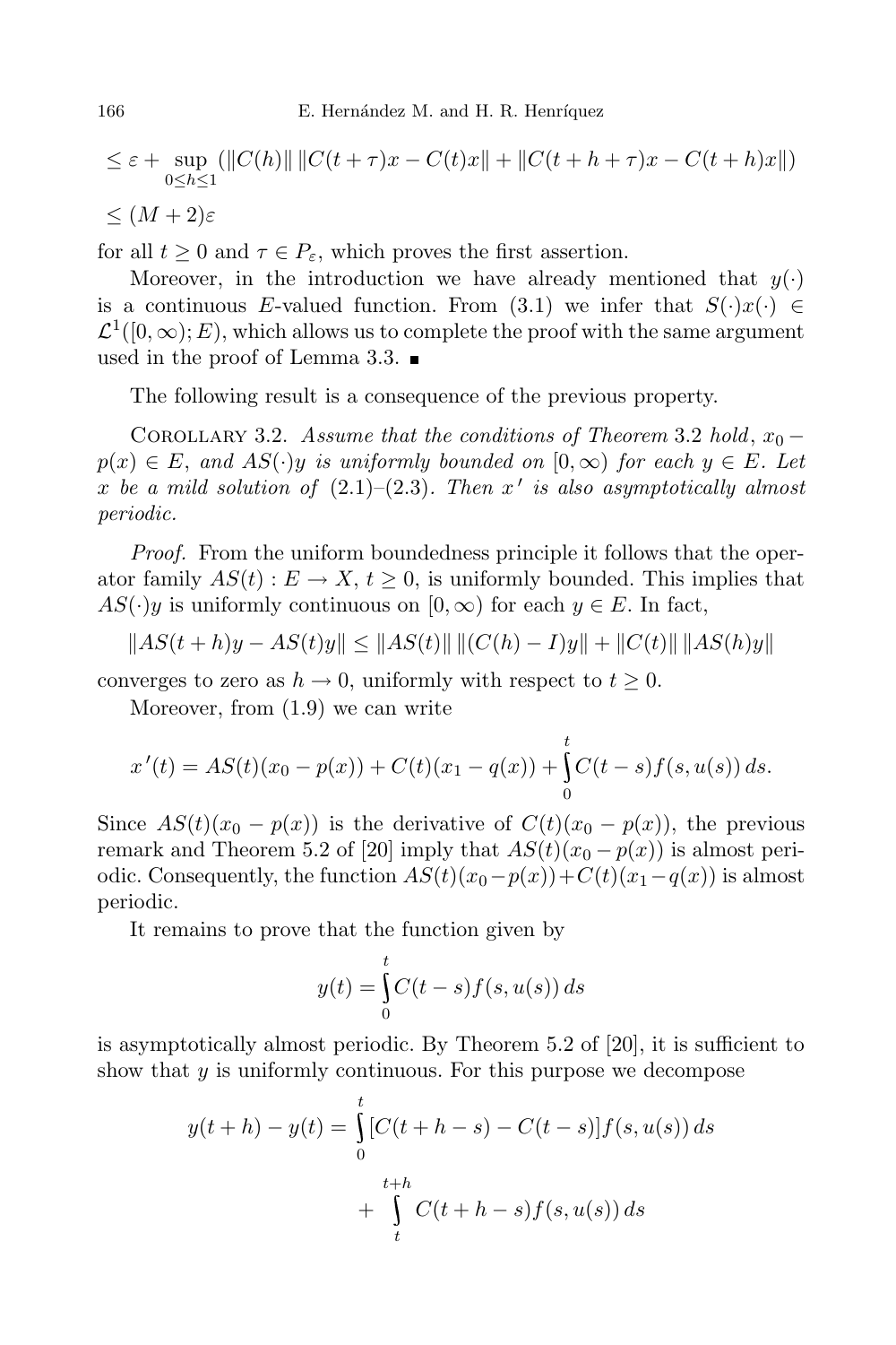$$\leq \varepsilon + \sup_{0 \leq h \leq 1} (\|C(h)\| \, \|C(t+\tau)x - C(t)x\| + \|C(t+h+\tau)x - C(t+h)x\|)$$

$$\leq (M+2)\varepsilon$$

for all $t \geq 0$ and $\tau \in P_\varepsilon$, which proves the first assertion.

Moreover, in the introduction we have already mentioned that $y(\cdot)$ is a continuous $E$-valued function. From (3.1) we infer that $S(\cdot)x(\cdot) \in \mathcal{L}^1([0,\infty); E)$, which allows us to complete the proof with the same argument used in the proof of Lemma 3.3. ■

The following result is a consequence of the previous property.

Corollary 3.2. *Assume that the conditions of Theorem* 3.2 *hold*, $x_0 - p(x) \in E$, *and* $AS(\cdot)y$ *is uniformly bounded on* $[0,\infty)$ *for each* $y \in E$. *Let* $x$ *be a mild solution of* (2.1)–(2.3). *Then* $x'$ *is also asymptotically almost periodic.*

*Proof.* From the uniform boundedness principle it follows that the operator family $AS(t) : E \to X$, $t \geq 0$, is uniformly bounded. This implies that $AS(\cdot)y$ is uniformly continuous on $[0,\infty)$ for each $y \in E$. In fact,

$$\|AS(t+h)y - AS(t)y\| \leq \|AS(t)\| \, \|(C(h)-I)y\| + \|C(t)\| \, \|AS(h)y\|$$

converges to zero as $h \to 0$, uniformly with respect to $t \geq 0$.

Moreover, from (1.9) we can write

$$x'(t) = AS(t)(x_0 - p(x)) + C(t)(x_1 - q(x)) + \int_0^t C(t-s) f(s,u(s))\,ds.$$

Since $AS(t)(x_0 - p(x))$ is the derivative of $C(t)(x_0 - p(x))$, the previous remark and Theorem 5.2 of [20] imply that $AS(t)(x_0 - p(x))$ is almost periodic. Consequently, the function $AS(t)(x_0 - p(x)) + C(t)(x_1 - q(x))$ is almost periodic.

It remains to prove that the function given by

$$y(t) = \int_0^t C(t-s) f(s,u(s))\,ds$$

is asymptotically almost periodic. By Theorem 5.2 of [20], it is sufficient to show that $y$ is uniformly continuous. For this purpose we decompose

$$y(t+h) - y(t) = \int_0^t [C(t+h-s) - C(t-s)] f(s,u(s))\,ds + \int_t^{t+h} C(t+h-s) f(s,u(s))\,ds$$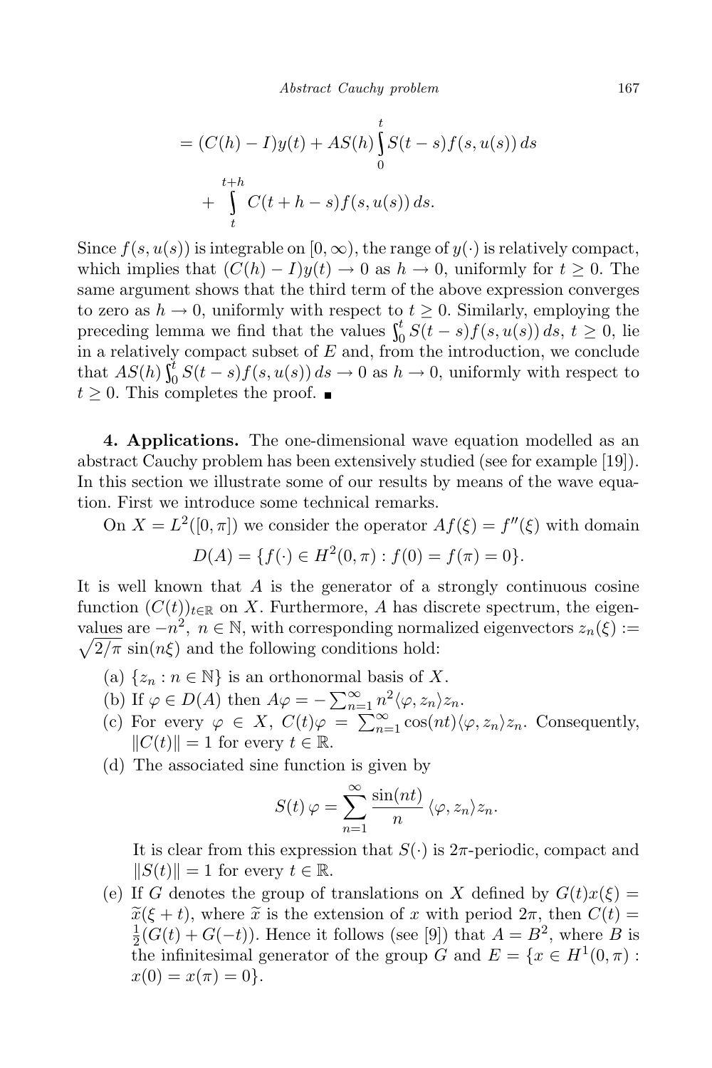$$= (C(h) - I)y(t) + AS(h)\int_0^t S(t-s)f(s,u(s))\,ds$$

$$+ \int_t^{t+h} C(t+h-s)f(s,u(s))\,ds.$$

Since $f(s,u(s))$ is integrable on $[0,\infty)$, the range of $y(\cdot)$ is relatively compact, which implies that $(C(h)-I)y(t) \to 0$ as $h \to 0$, uniformly for $t \geq 0$. The same argument shows that the third term of the above expression converges to zero as $h \to 0$, uniformly with respect to $t \geq 0$. Similarly, employing the preceding lemma we find that the values $\int_0^t S(t-s)f(s,u(s))\,ds$, $t \geq 0$, lie in a relatively compact subset of $E$ and, from the introduction, we conclude that $AS(h)\int_0^t S(t-s)f(s,u(s))\,ds \to 0$ as $h \to 0$, uniformly with respect to $t \geq 0$. This completes the proof. ■

**4. Applications.** The one-dimensional wave equation modelled as an abstract Cauchy problem has been extensively studied (see for example [19]). In this section we illustrate some of our results by means of the wave equation. First we introduce some technical remarks.

On $X = L^2([0,\pi])$ we consider the operator $Af(\xi) = f''(\xi)$ with domain

$$D(A) = \{f(\cdot) \in H^2(0,\pi) : f(0) = f(\pi) = 0\}.$$

It is well known that $A$ is the generator of a strongly continuous cosine function $(C(t))_{t\in\mathbb{R}}$ on $X$. Furthermore, $A$ has discrete spectrum, the eigenvalues are $-n^2$, $n \in \mathbb{N}$, with corresponding normalized eigenvectors $z_n(\xi) := \sqrt{2/\pi}\,\sin(n\xi)$ and the following conditions hold:

(a) $\{z_n : n \in \mathbb{N}\}$ is an orthonormal basis of $X$.

(b) If $\varphi \in D(A)$ then $A\varphi = -\sum_{n=1}^{\infty} n^2 \langle \varphi, z_n\rangle z_n$.

(c) For every $\varphi \in X$, $C(t)\varphi = \sum_{n=1}^{\infty} \cos(nt)\langle \varphi, z_n\rangle z_n$. Consequently, $\|C(t)\| = 1$ for every $t \in \mathbb{R}$.

(d) The associated sine function is given by

$$S(t)\,\varphi = \sum_{n=1}^{\infty} \frac{\sin(nt)}{n}\,\langle \varphi, z_n\rangle z_n.$$

It is clear from this expression that $S(\cdot)$ is $2\pi$-periodic, compact and $\|S(t)\| = 1$ for every $t \in \mathbb{R}$.

(e) If $G$ denotes the group of translations on $X$ defined by $G(t)x(\xi) = \widetilde{x}(\xi + t)$, where $\widetilde{x}$ is the extension of $x$ with period $2\pi$, then $C(t) = \frac{1}{2}(G(t) + G(-t))$. Hence it follows (see [9]) that $A = B^2$, where $B$ is the infinitesimal generator of the group $G$ and $E = \{x \in H^1(0,\pi) : x(0) = x(\pi) = 0\}$.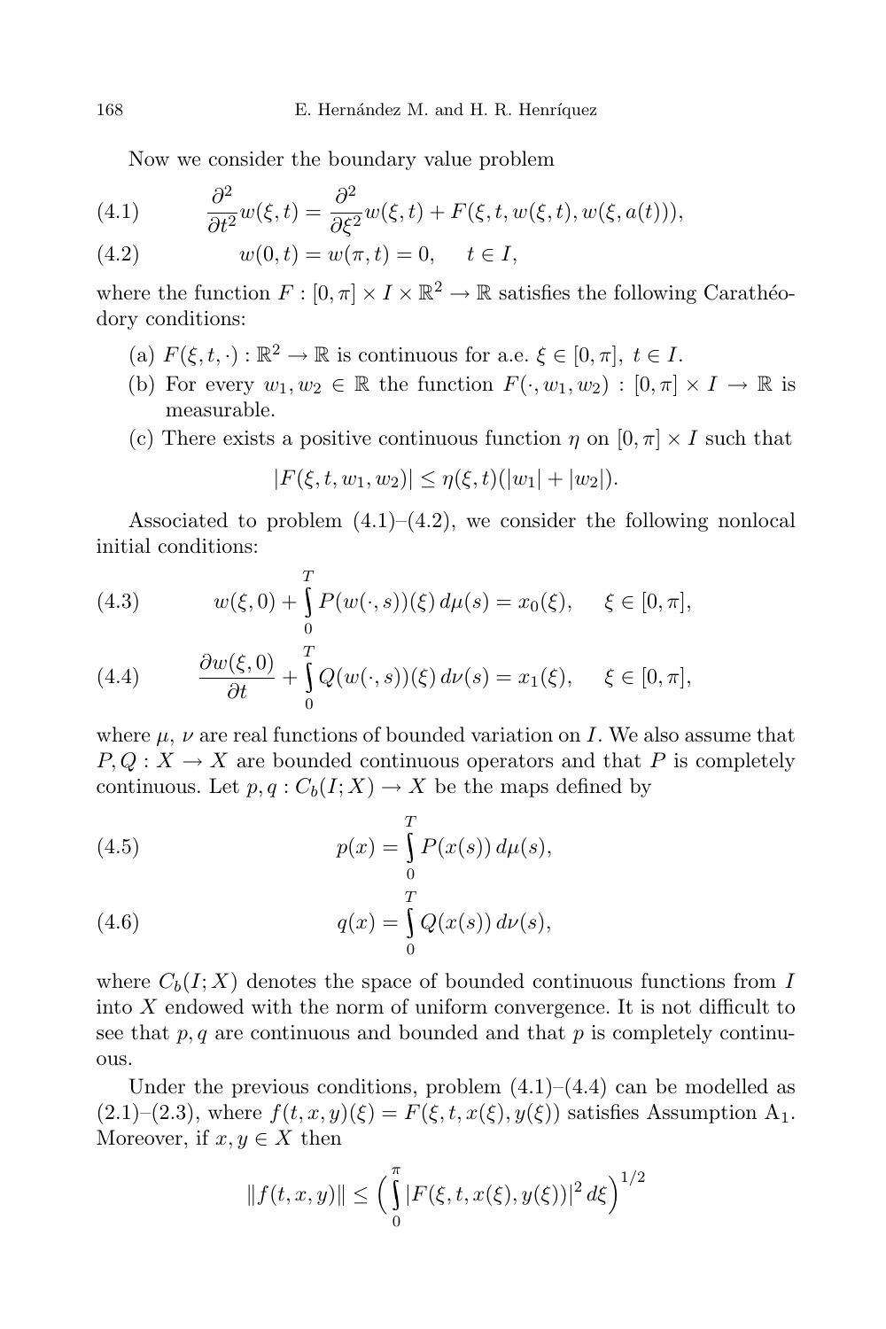Now we consider the boundary value problem

$$\frac{\partial^2}{\partial t^2} w(\xi,t) = \frac{\partial^2}{\partial \xi^2} w(\xi,t) + F(\xi,t,w(\xi,t),w(\xi,a(t))), \tag{4.1}$$

$$w(0,t) = w(\pi,t) = 0, \quad t \in I, \tag{4.2}$$

where the function $F : [0,\pi] \times I \times \mathbb{R}^2 \to \mathbb{R}$ satisfies the following Carathéodory conditions:

(a) $F(\xi,t,\cdot) : \mathbb{R}^2 \to \mathbb{R}$ is continuous for a.e. $\xi \in [0,\pi]$, $t \in I$.

(b) For every $w_1, w_2 \in \mathbb{R}$ the function $F(\cdot, w_1, w_2) : [0,\pi] \times I \to \mathbb{R}$ is measurable.

(c) There exists a positive continuous function $\eta$ on $[0,\pi] \times I$ such that

$$|F(\xi,t,w_1,w_2)| \le \eta(\xi,t)(|w_1| + |w_2|).$$

Associated to problem (4.1)–(4.2), we consider the following nonlocal initial conditions:

$$w(\xi,0) + \int_0^T P(w(\cdot,s))(\xi)\, d\mu(s) = x_0(\xi), \quad \xi \in [0,\pi], \tag{4.3}$$

$$\frac{\partial w(\xi,0)}{\partial t} + \int_0^T Q(w(\cdot,s))(\xi)\, d\nu(s) = x_1(\xi), \quad \xi \in [0,\pi], \tag{4.4}$$

where $\mu$, $\nu$ are real functions of bounded variation on $I$. We also assume that $P, Q : X \to X$ are bounded continuous operators and that $P$ is completely continuous. Let $p, q : C_b(I;X) \to X$ be the maps defined by

$$p(x) = \int_0^T P(x(s))\, d\mu(s), \tag{4.5}$$

$$q(x) = \int_0^T Q(x(s))\, d\nu(s), \tag{4.6}$$

where $C_b(I;X)$ denotes the space of bounded continuous functions from $I$ into $X$ endowed with the norm of uniform convergence. It is not difficult to see that $p, q$ are continuous and bounded and that $p$ is completely continuous.

Under the previous conditions, problem (4.1)–(4.4) can be modelled as (2.1)–(2.3), where $f(t,x,y)(\xi) = F(\xi,t,x(\xi),y(\xi))$ satisfies Assumption $\mathrm{A}_1$. Moreover, if $x, y \in X$ then

$$\|f(t,x,y)\| \le \Big( \int_0^\pi |F(\xi,t,x(\xi),y(\xi))|^2\, d\xi \Big)^{1/2}$$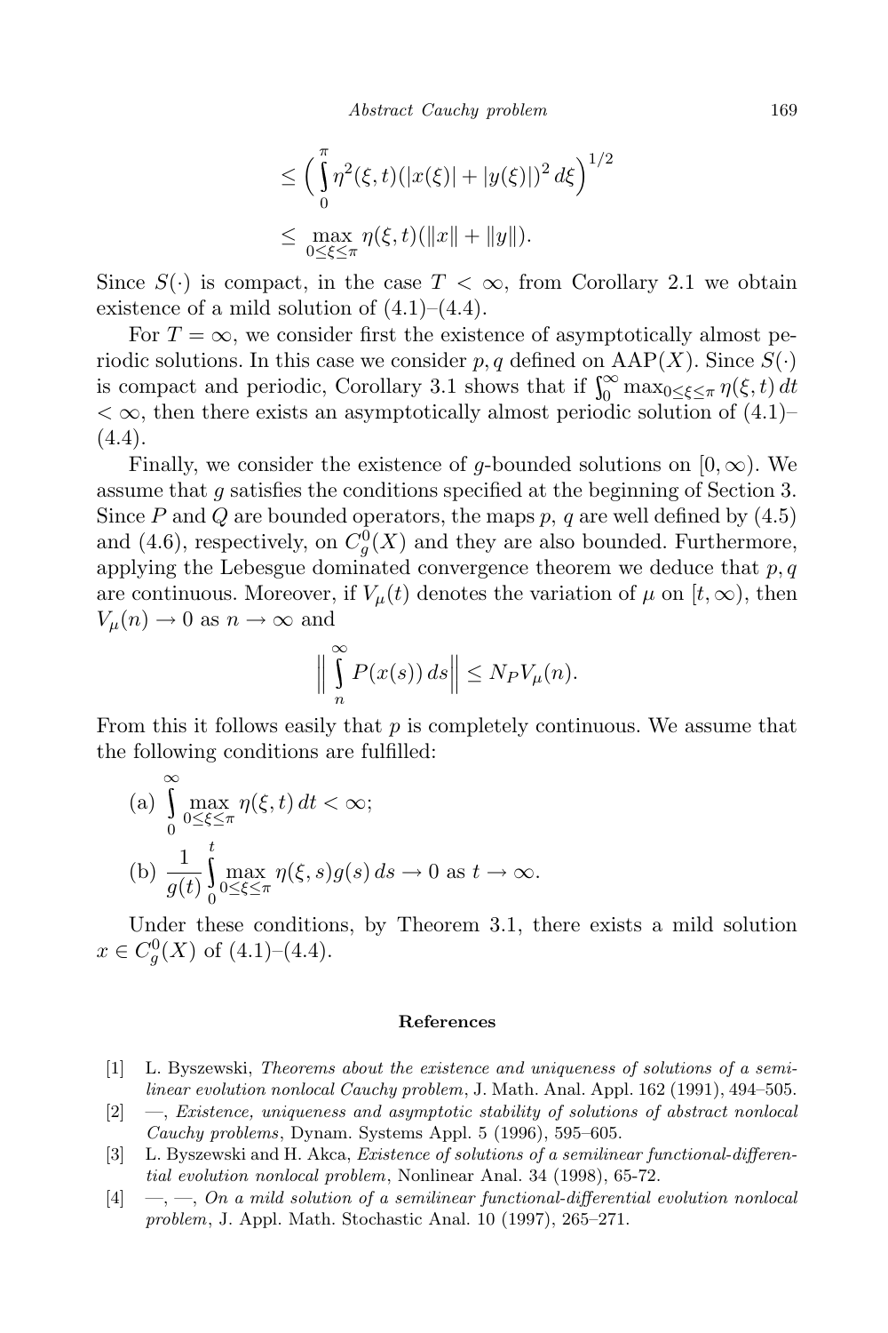$$\leq \Big( \int_0^\pi \eta^2(\xi,t)(|x(\xi)| + |y(\xi)|)^2 \, d\xi \Big)^{1/2}$$

$$\leq \max_{0\leq\xi\leq\pi} \eta(\xi,t)(\|x\| + \|y\|).$$

Since $S(\cdot)$ is compact, in the case $T < \infty$, from Corollary 2.1 we obtain existence of a mild solution of (4.1)–(4.4).

For $T = \infty$, we consider first the existence of asymptotically almost periodic solutions. In this case we consider $p, q$ defined on $\mathrm{AAP}(X)$. Since $S(\cdot)$ is compact and periodic, Corollary 3.1 shows that if $\int_0^\infty \max_{0\leq\xi\leq\pi} \eta(\xi,t)\, dt < \infty$, then there exists an asymptotically almost periodic solution of (4.1)–(4.4).

Finally, we consider the existence of $g$-bounded solutions on $[0,\infty)$. We assume that $g$ satisfies the conditions specified at the beginning of Section 3. Since $P$ and $Q$ are bounded operators, the maps $p$, $q$ are well defined by (4.5) and (4.6), respectively, on $C_g^0(X)$ and they are also bounded. Furthermore, applying the Lebesgue dominated convergence theorem we deduce that $p, q$ are continuous. Moreover, if $V_\mu(t)$ denotes the variation of $\mu$ on $[t,\infty)$, then $V_\mu(n) \to 0$ as $n \to \infty$ and

$$\Big\| \int_n^\infty P(x(s))\, ds \Big\| \leq N_P V_\mu(n).$$

From this it follows easily that $p$ is completely continuous. We assume that the following conditions are fulfilled:

(a) $\displaystyle\int_0^\infty \max_{0\leq\xi\leq\pi} \eta(\xi,t)\, dt < \infty;$

(b) $\displaystyle\frac{1}{g(t)} \int_0^t \max_{0\leq\xi\leq\pi} \eta(\xi,s) g(s)\, ds \to 0$ as $t \to \infty$.

Under these conditions, by Theorem 3.1, there exists a mild solution $x \in C_g^0(X)$ of (4.1)–(4.4).

## References

[1] L. Byszewski, *Theorems about the existence and uniqueness of solutions of a semilinear evolution nonlocal Cauchy problem*, J. Math. Anal. Appl. 162 (1991), 494–505.

[2] —, *Existence, uniqueness and asymptotic stability of solutions of abstract nonlocal Cauchy problems*, Dynam. Systems Appl. 5 (1996), 595–605.

[3] L. Byszewski and H. Akca, *Existence of solutions of a semilinear functional-differential evolution nonlocal problem*, Nonlinear Anal. 34 (1998), 65-72.

[4] —, —, *On a mild solution of a semilinear functional-differential evolution nonlocal problem*, J. Appl. Math. Stochastic Anal. 10 (1997), 265–271.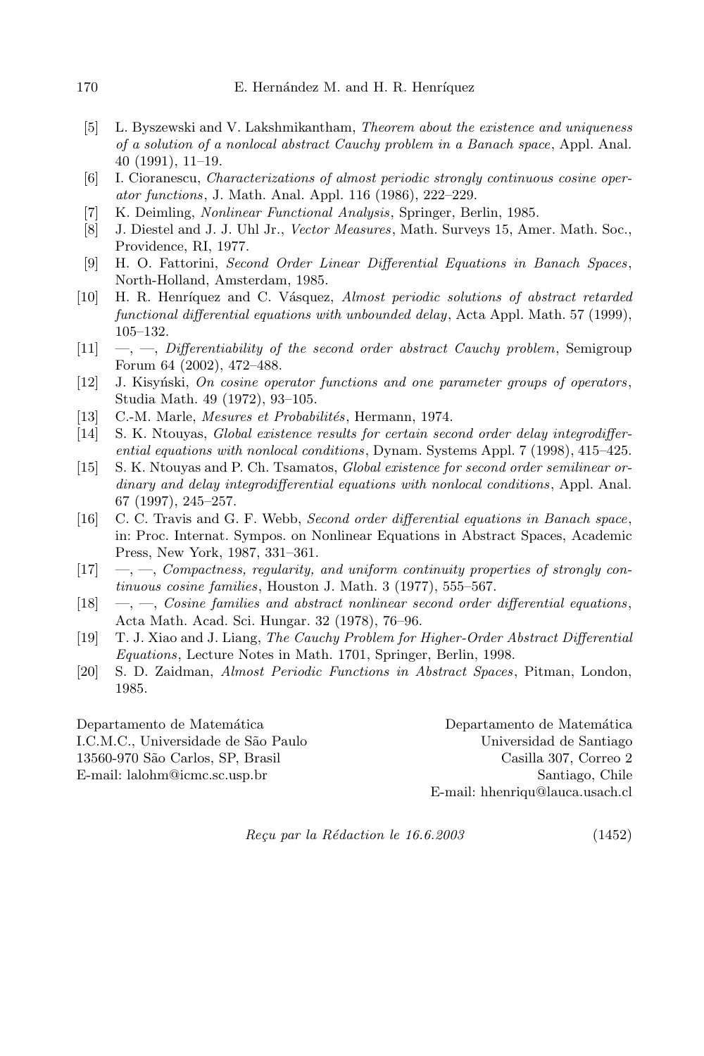[5] L. Byszewski and V. Lakshmikantham, *Theorem about the existence and uniqueness of a solution of a nonlocal abstract Cauchy problem in a Banach space*, Appl. Anal. 40 (1991), 11–19.

[6] I. Cioranescu, *Characterizations of almost periodic strongly continuous cosine operator functions*, J. Math. Anal. Appl. 116 (1986), 222–229.

[7] K. Deimling, *Nonlinear Functional Analysis*, Springer, Berlin, 1985.

[8] J. Diestel and J. J. Uhl Jr., *Vector Measures*, Math. Surveys 15, Amer. Math. Soc., Providence, RI, 1977.

[9] H. O. Fattorini, *Second Order Linear Differential Equations in Banach Spaces*, North-Holland, Amsterdam, 1985.

[10] H. R. Henríquez and C. Vásquez, *Almost periodic solutions of abstract retarded functional differential equations with unbounded delay*, Acta Appl. Math. 57 (1999), 105–132.

[11] —, —, *Differentiability of the second order abstract Cauchy problem*, Semigroup Forum 64 (2002), 472–488.

[12] J. Kisyński, *On cosine operator functions and one parameter groups of operators*, Studia Math. 49 (1972), 93–105.

[13] C.-M. Marle, *Mesures et Probabilités*, Hermann, 1974.

[14] S. K. Ntouyas, *Global existence results for certain second order delay integrodifferential equations with nonlocal conditions*, Dynam. Systems Appl. 7 (1998), 415–425.

[15] S. K. Ntouyas and P. Ch. Tsamatos, *Global existence for second order semilinear ordinary and delay integrodifferential equations with nonlocal conditions*, Appl. Anal. 67 (1997), 245–257.

[16] C. C. Travis and G. F. Webb, *Second order differential equations in Banach space*, in: Proc. Internat. Sympos. on Nonlinear Equations in Abstract Spaces, Academic Press, New York, 1987, 331–361.

[17] —, —, *Compactness, regularity, and uniform continuity properties of strongly continuous cosine families*, Houston J. Math. 3 (1977), 555–567.

[18] —, —, *Cosine families and abstract nonlinear second order differential equations*, Acta Math. Acad. Sci. Hungar. 32 (1978), 76–96.

[19] T. J. Xiao and J. Liang, *The Cauchy Problem for Higher-Order Abstract Differential Equations*, Lecture Notes in Math. 1701, Springer, Berlin, 1998.

[20] S. D. Zaidman, *Almost Periodic Functions in Abstract Spaces*, Pitman, London, 1985.

Departamento de Matemática
I.C.M.C., Universidade de São Paulo
13560-970 São Carlos, SP, Brasil
E-mail: lalohm@icmc.sc.usp.br

Departamento de Matemática
Universidad de Santiago
Casilla 307, Correo 2
Santiago, Chile
E-mail: hhenriqu@lauca.usach.cl

*Reçu par la Rédaction le 16.6.2003* (1452)